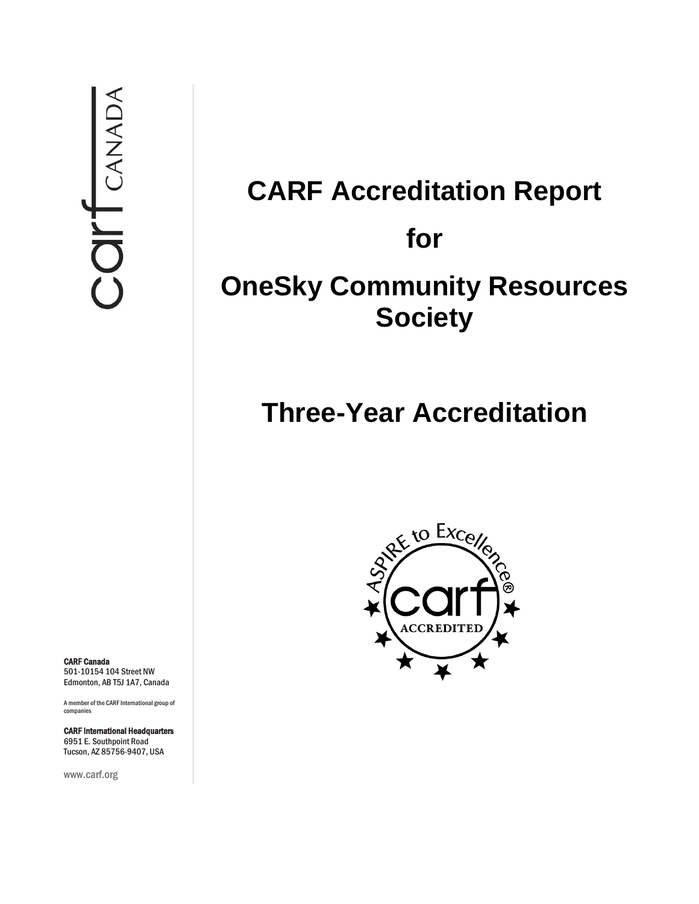# CARF Accreditation Report

# for

# OneSky Community Resources Society

# Three-Year Accreditation

**CARF Canada**
501-10154 104 Street NW
Edmonton, AB T5J 1A7, Canada

A member of the CARF International group of companies

**CARF International Headquarters**
6951 E. Southpoint Road
Tucson, AZ 85756-9407, USA

www.carf.org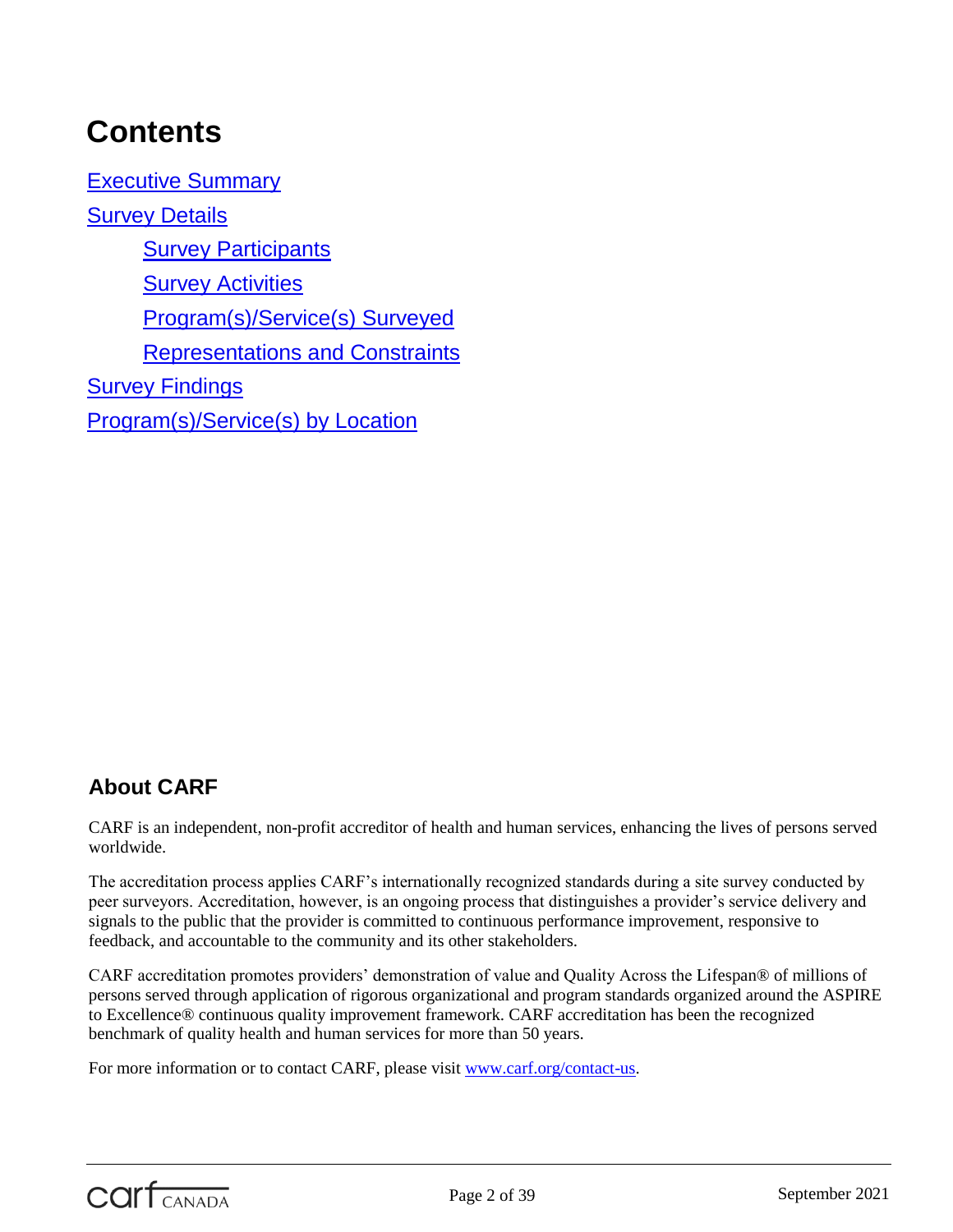# Contents

[Executive Summary](#)

[Survey Details](#)

- [Survey Participants](#)
- [Survey Activities](#)
- [Program(s)/Service(s) Surveyed](#)
- [Representations and Constraints](#)

[Survey Findings](#)

[Program(s)/Service(s) by Location](#)

## About CARF

CARF is an independent, non-profit accreditor of health and human services, enhancing the lives of persons served worldwide.

The accreditation process applies CARF's internationally recognized standards during a site survey conducted by peer surveyors. Accreditation, however, is an ongoing process that distinguishes a provider's service delivery and signals to the public that the provider is committed to continuous performance improvement, responsive to feedback, and accountable to the community and its other stakeholders.

CARF accreditation promotes providers' demonstration of value and Quality Across the Lifespan® of millions of persons served through application of rigorous organizational and program standards organized around the ASPIRE to Excellence® continuous quality improvement framework. CARF accreditation has been the recognized benchmark of quality health and human services for more than 50 years.

For more information or to contact CARF, please visit [www.carf.org/contact-us](www.carf.org/contact-us).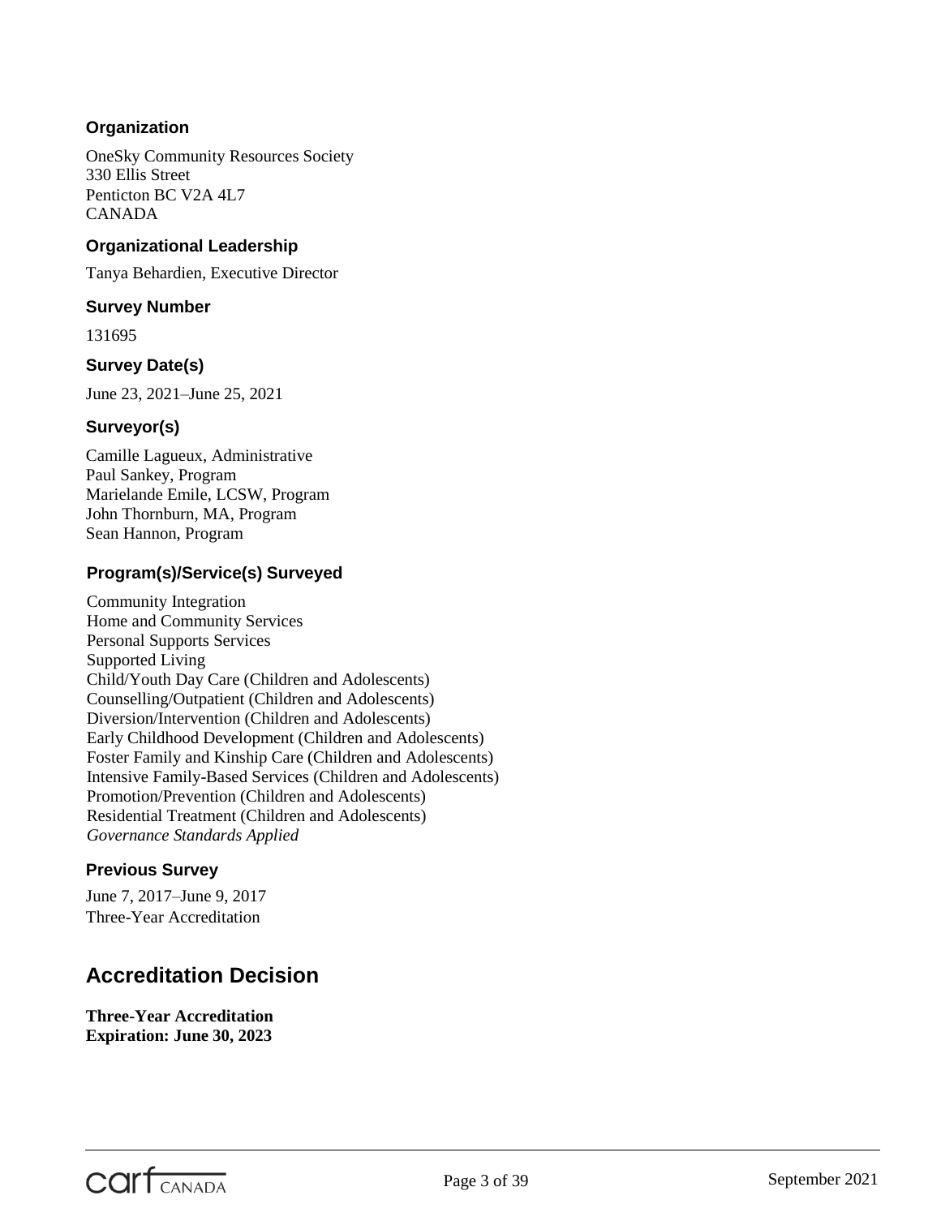### Organization

OneSky Community Resources Society
330 Ellis Street
Penticton BC V2A 4L7
CANADA

### Organizational Leadership

Tanya Behardien, Executive Director

### Survey Number

131695

### Survey Date(s)

June 23, 2021–June 25, 2021

### Surveyor(s)

Camille Lagueux, Administrative
Paul Sankey, Program
Marielande Emile, LCSW, Program
John Thornburn, MA, Program
Sean Hannon, Program

### Program(s)/Service(s) Surveyed

Community Integration
Home and Community Services
Personal Supports Services
Supported Living
Child/Youth Day Care (Children and Adolescents)
Counselling/Outpatient (Children and Adolescents)
Diversion/Intervention (Children and Adolescents)
Early Childhood Development (Children and Adolescents)
Foster Family and Kinship Care (Children and Adolescents)
Intensive Family-Based Services (Children and Adolescents)
Promotion/Prevention (Children and Adolescents)
Residential Treatment (Children and Adolescents)
*Governance Standards Applied*

### Previous Survey

June 7, 2017–June 9, 2017
Three-Year Accreditation

## Accreditation Decision

**Three-Year Accreditation**
**Expiration: June 30, 2023**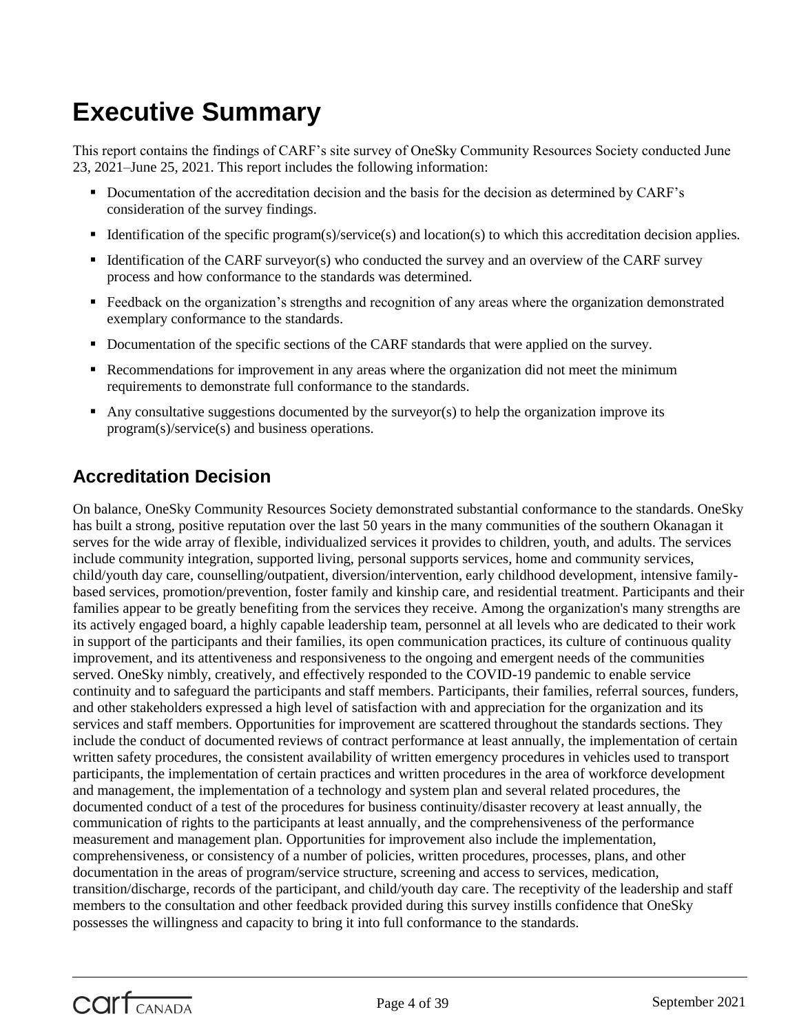# Executive Summary

This report contains the findings of CARF's site survey of OneSky Community Resources Society conducted June 23, 2021–June 25, 2021. This report includes the following information:

- Documentation of the accreditation decision and the basis for the decision as determined by CARF's consideration of the survey findings.
- Identification of the specific program(s)/service(s) and location(s) to which this accreditation decision applies.
- Identification of the CARF surveyor(s) who conducted the survey and an overview of the CARF survey process and how conformance to the standards was determined.
- Feedback on the organization's strengths and recognition of any areas where the organization demonstrated exemplary conformance to the standards.
- Documentation of the specific sections of the CARF standards that were applied on the survey.
- Recommendations for improvement in any areas where the organization did not meet the minimum requirements to demonstrate full conformance to the standards.
- Any consultative suggestions documented by the surveyor(s) to help the organization improve its program(s)/service(s) and business operations.

## Accreditation Decision

On balance, OneSky Community Resources Society demonstrated substantial conformance to the standards. OneSky has built a strong, positive reputation over the last 50 years in the many communities of the southern Okanagan it serves for the wide array of flexible, individualized services it provides to children, youth, and adults. The services include community integration, supported living, personal supports services, home and community services, child/youth day care, counselling/outpatient, diversion/intervention, early childhood development, intensive family-based services, promotion/prevention, foster family and kinship care, and residential treatment. Participants and their families appear to be greatly benefiting from the services they receive. Among the organization's many strengths are its actively engaged board, a highly capable leadership team, personnel at all levels who are dedicated to their work in support of the participants and their families, its open communication practices, its culture of continuous quality improvement, and its attentiveness and responsiveness to the ongoing and emergent needs of the communities served. OneSky nimbly, creatively, and effectively responded to the COVID-19 pandemic to enable service continuity and to safeguard the participants and staff members. Participants, their families, referral sources, funders, and other stakeholders expressed a high level of satisfaction with and appreciation for the organization and its services and staff members. Opportunities for improvement are scattered throughout the standards sections. They include the conduct of documented reviews of contract performance at least annually, the implementation of certain written safety procedures, the consistent availability of written emergency procedures in vehicles used to transport participants, the implementation of certain practices and written procedures in the area of workforce development and management, the implementation of a technology and system plan and several related procedures, the documented conduct of a test of the procedures for business continuity/disaster recovery at least annually, the communication of rights to the participants at least annually, and the comprehensiveness of the performance measurement and management plan. Opportunities for improvement also include the implementation, comprehensiveness, or consistency of a number of policies, written procedures, processes, plans, and other documentation in the areas of program/service structure, screening and access to services, medication, transition/discharge, records of the participant, and child/youth day care. The receptivity of the leadership and staff members to the consultation and other feedback provided during this survey instills confidence that OneSky possesses the willingness and capacity to bring it into full conformance to the standards.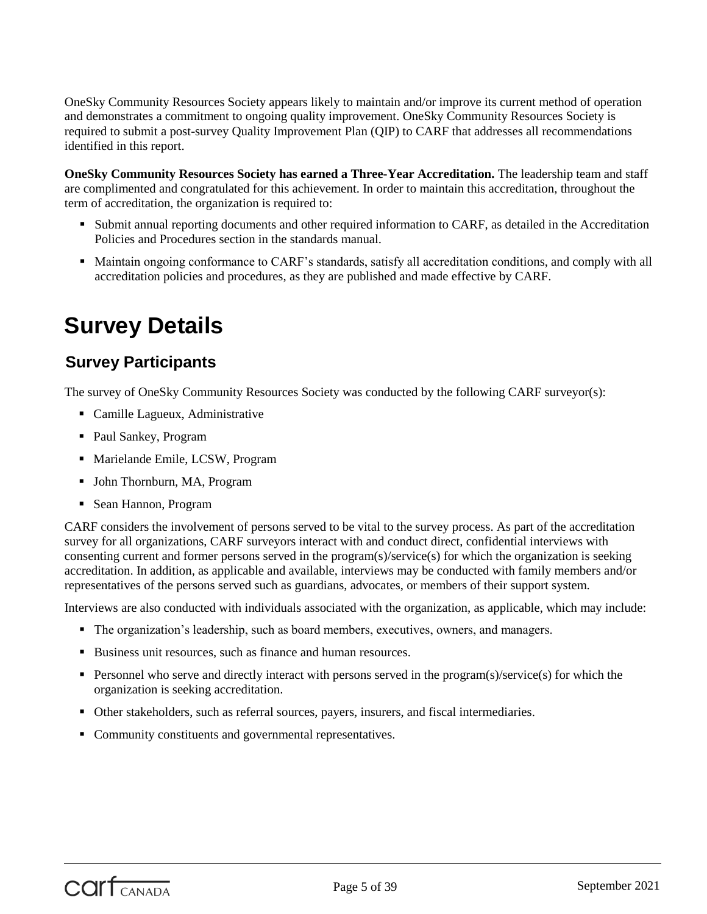OneSky Community Resources Society appears likely to maintain and/or improve its current method of operation and demonstrates a commitment to ongoing quality improvement. OneSky Community Resources Society is required to submit a post-survey Quality Improvement Plan (QIP) to CARF that addresses all recommendations identified in this report.

**OneSky Community Resources Society has earned a Three-Year Accreditation.** The leadership team and staff are complimented and congratulated for this achievement. In order to maintain this accreditation, throughout the term of accreditation, the organization is required to:

- Submit annual reporting documents and other required information to CARF, as detailed in the Accreditation Policies and Procedures section in the standards manual.
- Maintain ongoing conformance to CARF's standards, satisfy all accreditation conditions, and comply with all accreditation policies and procedures, as they are published and made effective by CARF.

# Survey Details

## Survey Participants

The survey of OneSky Community Resources Society was conducted by the following CARF surveyor(s):

- Camille Lagueux, Administrative
- Paul Sankey, Program
- Marielande Emile, LCSW, Program
- John Thornburn, MA, Program
- Sean Hannon, Program

CARF considers the involvement of persons served to be vital to the survey process. As part of the accreditation survey for all organizations, CARF surveyors interact with and conduct direct, confidential interviews with consenting current and former persons served in the program(s)/service(s) for which the organization is seeking accreditation. In addition, as applicable and available, interviews may be conducted with family members and/or representatives of the persons served such as guardians, advocates, or members of their support system.

Interviews are also conducted with individuals associated with the organization, as applicable, which may include:

- The organization's leadership, such as board members, executives, owners, and managers.
- Business unit resources, such as finance and human resources.
- Personnel who serve and directly interact with persons served in the program(s)/service(s) for which the organization is seeking accreditation.
- Other stakeholders, such as referral sources, payers, insurers, and fiscal intermediaries.
- Community constituents and governmental representatives.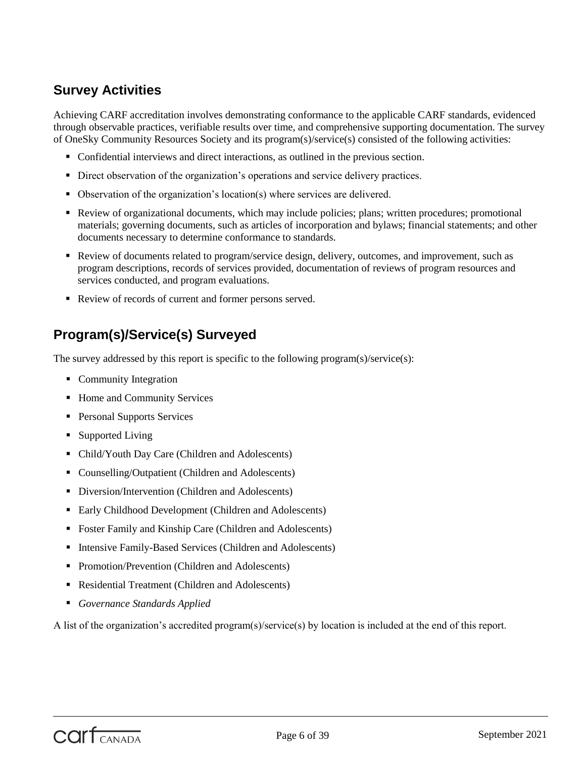## Survey Activities

Achieving CARF accreditation involves demonstrating conformance to the applicable CARF standards, evidenced through observable practices, verifiable results over time, and comprehensive supporting documentation. The survey of OneSky Community Resources Society and its program(s)/service(s) consisted of the following activities:

- Confidential interviews and direct interactions, as outlined in the previous section.
- Direct observation of the organization's operations and service delivery practices.
- Observation of the organization's location(s) where services are delivered.
- Review of organizational documents, which may include policies; plans; written procedures; promotional materials; governing documents, such as articles of incorporation and bylaws; financial statements; and other documents necessary to determine conformance to standards.
- Review of documents related to program/service design, delivery, outcomes, and improvement, such as program descriptions, records of services provided, documentation of reviews of program resources and services conducted, and program evaluations.
- Review of records of current and former persons served.

## Program(s)/Service(s) Surveyed

The survey addressed by this report is specific to the following program(s)/service(s):

- Community Integration
- Home and Community Services
- Personal Supports Services
- Supported Living
- Child/Youth Day Care (Children and Adolescents)
- Counselling/Outpatient (Children and Adolescents)
- Diversion/Intervention (Children and Adolescents)
- Early Childhood Development (Children and Adolescents)
- Foster Family and Kinship Care (Children and Adolescents)
- Intensive Family-Based Services (Children and Adolescents)
- Promotion/Prevention (Children and Adolescents)
- Residential Treatment (Children and Adolescents)
- *Governance Standards Applied*

A list of the organization's accredited program(s)/service(s) by location is included at the end of this report.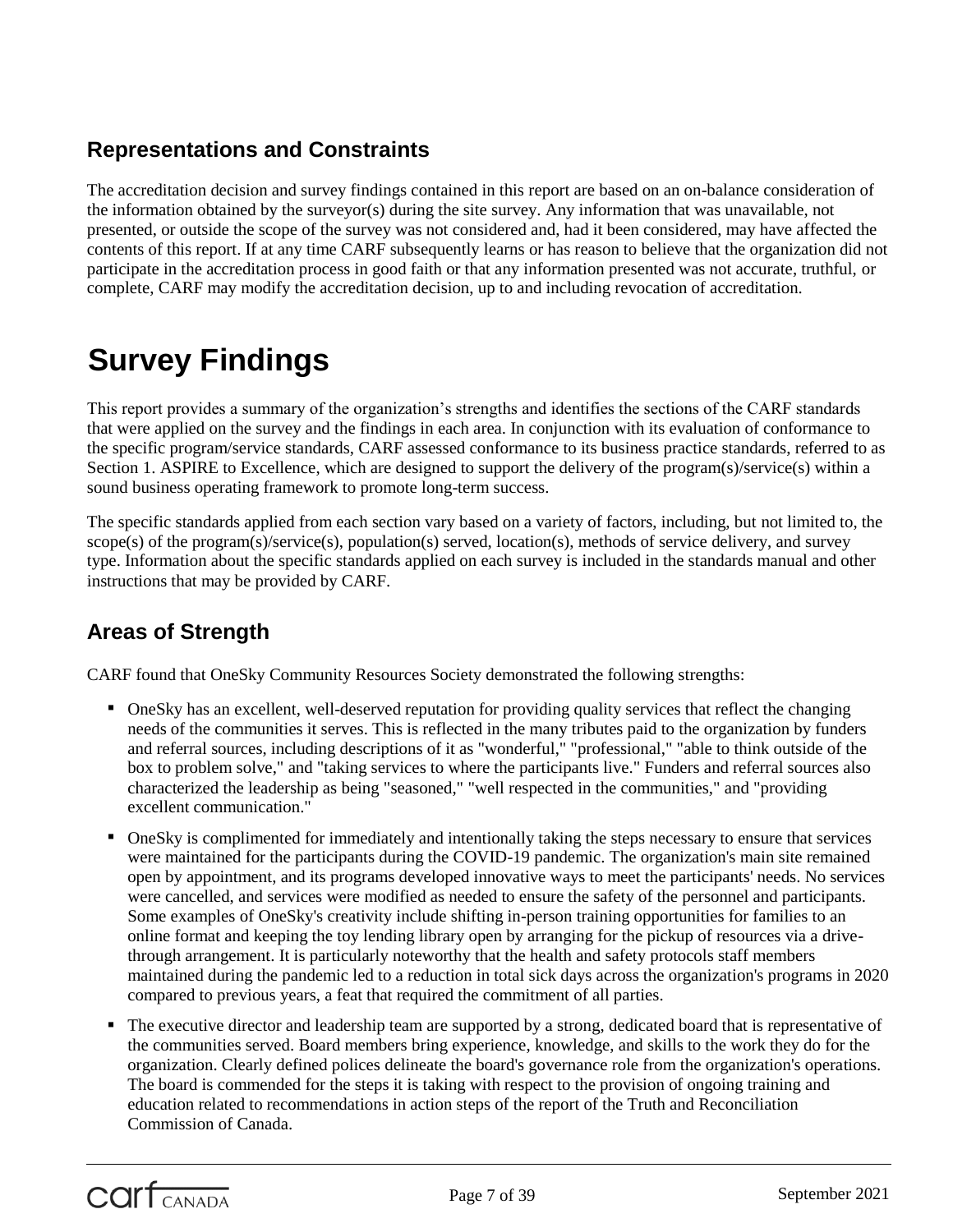## Representations and Constraints

The accreditation decision and survey findings contained in this report are based on an on-balance consideration of the information obtained by the surveyor(s) during the site survey. Any information that was unavailable, not presented, or outside the scope of the survey was not considered and, had it been considered, may have affected the contents of this report. If at any time CARF subsequently learns or has reason to believe that the organization did not participate in the accreditation process in good faith or that any information presented was not accurate, truthful, or complete, CARF may modify the accreditation decision, up to and including revocation of accreditation.

# Survey Findings

This report provides a summary of the organization's strengths and identifies the sections of the CARF standards that were applied on the survey and the findings in each area. In conjunction with its evaluation of conformance to the specific program/service standards, CARF assessed conformance to its business practice standards, referred to as Section 1. ASPIRE to Excellence, which are designed to support the delivery of the program(s)/service(s) within a sound business operating framework to promote long-term success.

The specific standards applied from each section vary based on a variety of factors, including, but not limited to, the scope(s) of the program(s)/service(s), population(s) served, location(s), methods of service delivery, and survey type. Information about the specific standards applied on each survey is included in the standards manual and other instructions that may be provided by CARF.

## Areas of Strength

CARF found that OneSky Community Resources Society demonstrated the following strengths:

- OneSky has an excellent, well-deserved reputation for providing quality services that reflect the changing needs of the communities it serves. This is reflected in the many tributes paid to the organization by funders and referral sources, including descriptions of it as "wonderful," "professional," "able to think outside of the box to problem solve," and "taking services to where the participants live." Funders and referral sources also characterized the leadership as being "seasoned," "well respected in the communities," and "providing excellent communication."
- OneSky is complimented for immediately and intentionally taking the steps necessary to ensure that services were maintained for the participants during the COVID-19 pandemic. The organization's main site remained open by appointment, and its programs developed innovative ways to meet the participants' needs. No services were cancelled, and services were modified as needed to ensure the safety of the personnel and participants. Some examples of OneSky's creativity include shifting in-person training opportunities for families to an online format and keeping the toy lending library open by arranging for the pickup of resources via a drive-through arrangement. It is particularly noteworthy that the health and safety protocols staff members maintained during the pandemic led to a reduction in total sick days across the organization's programs in 2020 compared to previous years, a feat that required the commitment of all parties.
- The executive director and leadership team are supported by a strong, dedicated board that is representative of the communities served. Board members bring experience, knowledge, and skills to the work they do for the organization. Clearly defined polices delineate the board's governance role from the organization's operations. The board is commended for the steps it is taking with respect to the provision of ongoing training and education related to recommendations in action steps of the report of the Truth and Reconciliation Commission of Canada.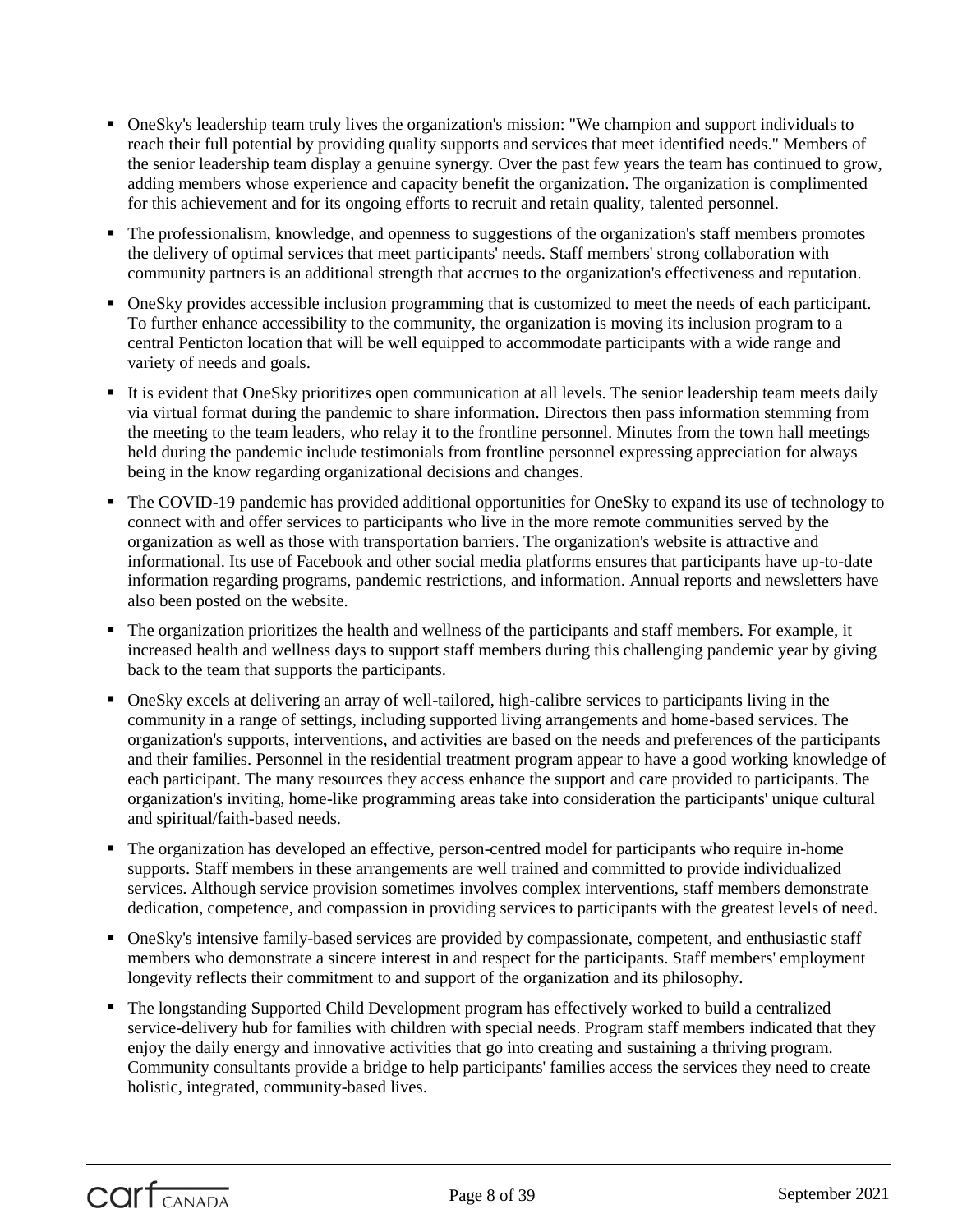- OneSky's leadership team truly lives the organization's mission: "We champion and support individuals to reach their full potential by providing quality supports and services that meet identified needs." Members of the senior leadership team display a genuine synergy. Over the past few years the team has continued to grow, adding members whose experience and capacity benefit the organization. The organization is complimented for this achievement and for its ongoing efforts to recruit and retain quality, talented personnel.
- The professionalism, knowledge, and openness to suggestions of the organization's staff members promotes the delivery of optimal services that meet participants' needs. Staff members' strong collaboration with community partners is an additional strength that accrues to the organization's effectiveness and reputation.
- OneSky provides accessible inclusion programming that is customized to meet the needs of each participant. To further enhance accessibility to the community, the organization is moving its inclusion program to a central Penticton location that will be well equipped to accommodate participants with a wide range and variety of needs and goals.
- It is evident that OneSky prioritizes open communication at all levels. The senior leadership team meets daily via virtual format during the pandemic to share information. Directors then pass information stemming from the meeting to the team leaders, who relay it to the frontline personnel. Minutes from the town hall meetings held during the pandemic include testimonials from frontline personnel expressing appreciation for always being in the know regarding organizational decisions and changes.
- The COVID-19 pandemic has provided additional opportunities for OneSky to expand its use of technology to connect with and offer services to participants who live in the more remote communities served by the organization as well as those with transportation barriers. The organization's website is attractive and informational. Its use of Facebook and other social media platforms ensures that participants have up-to-date information regarding programs, pandemic restrictions, and information. Annual reports and newsletters have also been posted on the website.
- The organization prioritizes the health and wellness of the participants and staff members. For example, it increased health and wellness days to support staff members during this challenging pandemic year by giving back to the team that supports the participants.
- OneSky excels at delivering an array of well-tailored, high-calibre services to participants living in the community in a range of settings, including supported living arrangements and home-based services. The organization's supports, interventions, and activities are based on the needs and preferences of the participants and their families. Personnel in the residential treatment program appear to have a good working knowledge of each participant. The many resources they access enhance the support and care provided to participants. The organization's inviting, home-like programming areas take into consideration the participants' unique cultural and spiritual/faith-based needs.
- The organization has developed an effective, person-centred model for participants who require in-home supports. Staff members in these arrangements are well trained and committed to provide individualized services. Although service provision sometimes involves complex interventions, staff members demonstrate dedication, competence, and compassion in providing services to participants with the greatest levels of need.
- OneSky's intensive family-based services are provided by compassionate, competent, and enthusiastic staff members who demonstrate a sincere interest in and respect for the participants. Staff members' employment longevity reflects their commitment to and support of the organization and its philosophy.
- The longstanding Supported Child Development program has effectively worked to build a centralized service-delivery hub for families with children with special needs. Program staff members indicated that they enjoy the daily energy and innovative activities that go into creating and sustaining a thriving program. Community consultants provide a bridge to help participants' families access the services they need to create holistic, integrated, community-based lives.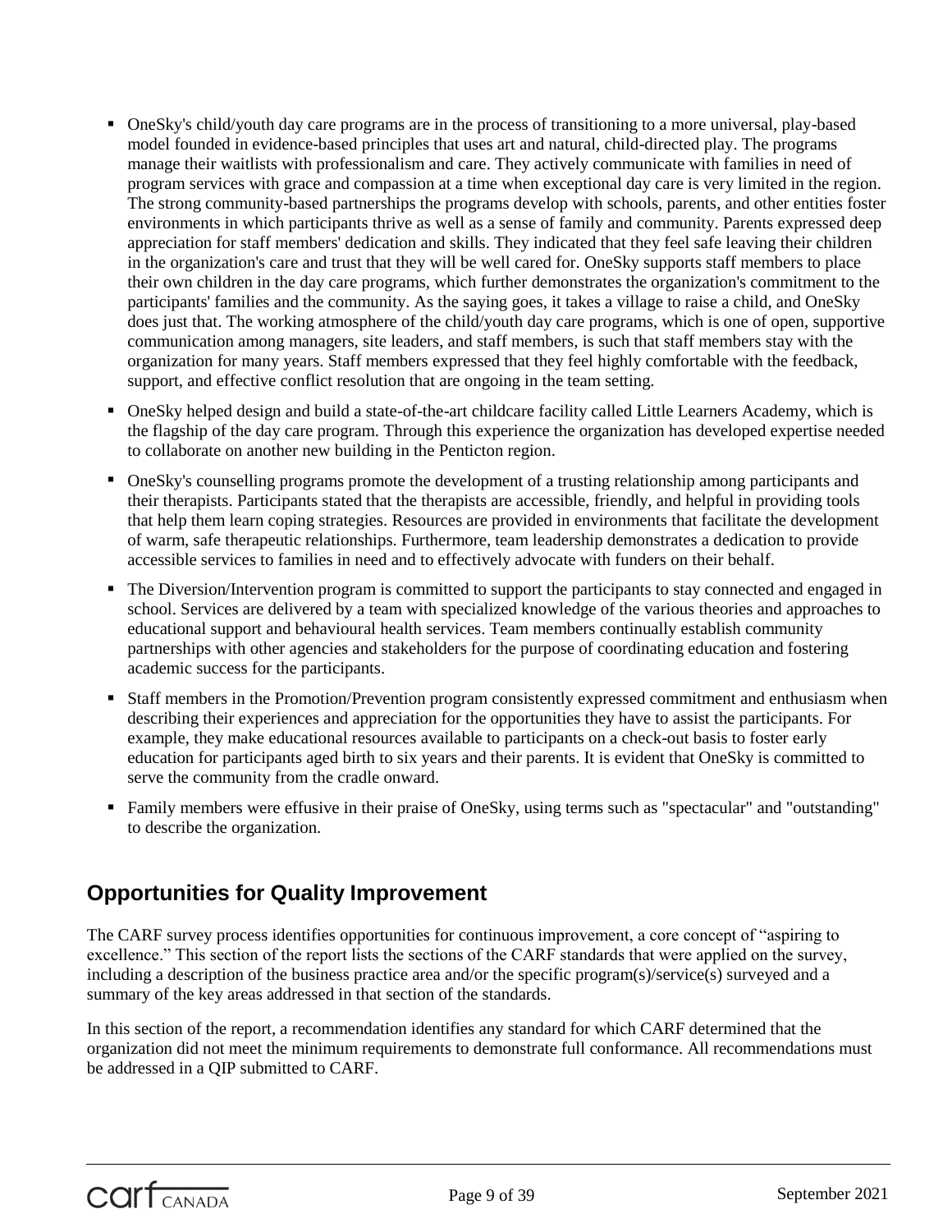- OneSky's child/youth day care programs are in the process of transitioning to a more universal, play-based model founded in evidence-based principles that uses art and natural, child-directed play. The programs manage their waitlists with professionalism and care. They actively communicate with families in need of program services with grace and compassion at a time when exceptional day care is very limited in the region. The strong community-based partnerships the programs develop with schools, parents, and other entities foster environments in which participants thrive as well as a sense of family and community. Parents expressed deep appreciation for staff members' dedication and skills. They indicated that they feel safe leaving their children in the organization's care and trust that they will be well cared for. OneSky supports staff members to place their own children in the day care programs, which further demonstrates the organization's commitment to the participants' families and the community. As the saying goes, it takes a village to raise a child, and OneSky does just that. The working atmosphere of the child/youth day care programs, which is one of open, supportive communication among managers, site leaders, and staff members, is such that staff members stay with the organization for many years. Staff members expressed that they feel highly comfortable with the feedback, support, and effective conflict resolution that are ongoing in the team setting.
- OneSky helped design and build a state-of-the-art childcare facility called Little Learners Academy, which is the flagship of the day care program. Through this experience the organization has developed expertise needed to collaborate on another new building in the Penticton region.
- OneSky's counselling programs promote the development of a trusting relationship among participants and their therapists. Participants stated that the therapists are accessible, friendly, and helpful in providing tools that help them learn coping strategies. Resources are provided in environments that facilitate the development of warm, safe therapeutic relationships. Furthermore, team leadership demonstrates a dedication to provide accessible services to families in need and to effectively advocate with funders on their behalf.
- The Diversion/Intervention program is committed to support the participants to stay connected and engaged in school. Services are delivered by a team with specialized knowledge of the various theories and approaches to educational support and behavioural health services. Team members continually establish community partnerships with other agencies and stakeholders for the purpose of coordinating education and fostering academic success for the participants.
- Staff members in the Promotion/Prevention program consistently expressed commitment and enthusiasm when describing their experiences and appreciation for the opportunities they have to assist the participants. For example, they make educational resources available to participants on a check-out basis to foster early education for participants aged birth to six years and their parents. It is evident that OneSky is committed to serve the community from the cradle onward.
- Family members were effusive in their praise of OneSky, using terms such as "spectacular" and "outstanding" to describe the organization.

## Opportunities for Quality Improvement

The CARF survey process identifies opportunities for continuous improvement, a core concept of "aspiring to excellence." This section of the report lists the sections of the CARF standards that were applied on the survey, including a description of the business practice area and/or the specific program(s)/service(s) surveyed and a summary of the key areas addressed in that section of the standards.

In this section of the report, a recommendation identifies any standard for which CARF determined that the organization did not meet the minimum requirements to demonstrate full conformance. All recommendations must be addressed in a QIP submitted to CARF.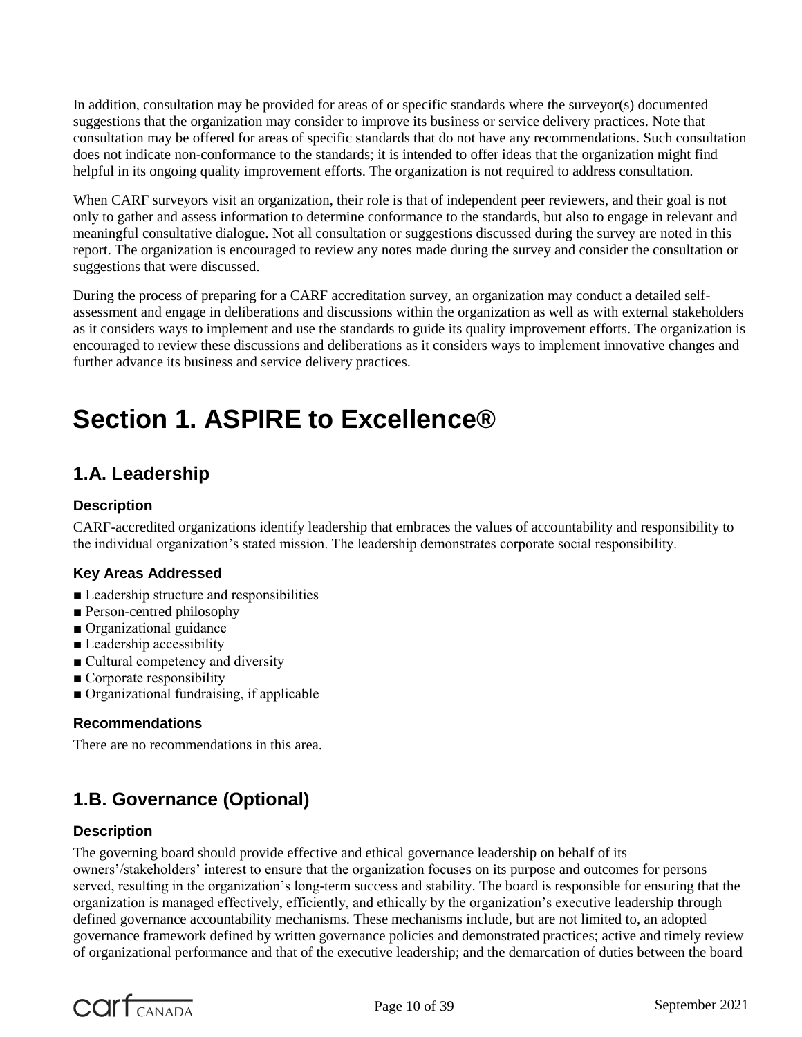In addition, consultation may be provided for areas of or specific standards where the surveyor(s) documented suggestions that the organization may consider to improve its business or service delivery practices. Note that consultation may be offered for areas of specific standards that do not have any recommendations. Such consultation does not indicate non-conformance to the standards; it is intended to offer ideas that the organization might find helpful in its ongoing quality improvement efforts. The organization is not required to address consultation.

When CARF surveyors visit an organization, their role is that of independent peer reviewers, and their goal is not only to gather and assess information to determine conformance to the standards, but also to engage in relevant and meaningful consultative dialogue. Not all consultation or suggestions discussed during the survey are noted in this report. The organization is encouraged to review any notes made during the survey and consider the consultation or suggestions that were discussed.

During the process of preparing for a CARF accreditation survey, an organization may conduct a detailed self-assessment and engage in deliberations and discussions within the organization as well as with external stakeholders as it considers ways to implement and use the standards to guide its quality improvement efforts. The organization is encouraged to review these discussions and deliberations as it considers ways to implement innovative changes and further advance its business and service delivery practices.

# Section 1. ASPIRE to Excellence®

## 1.A. Leadership

### Description

CARF-accredited organizations identify leadership that embraces the values of accountability and responsibility to the individual organization's stated mission. The leadership demonstrates corporate social responsibility.

### Key Areas Addressed

- Leadership structure and responsibilities
- Person-centred philosophy
- Organizational guidance
- Leadership accessibility
- Cultural competency and diversity
- Corporate responsibility
- Organizational fundraising, if applicable

### Recommendations

There are no recommendations in this area.

## 1.B. Governance (Optional)

### Description

The governing board should provide effective and ethical governance leadership on behalf of its owners'/stakeholders' interest to ensure that the organization focuses on its purpose and outcomes for persons served, resulting in the organization's long-term success and stability. The board is responsible for ensuring that the organization is managed effectively, efficiently, and ethically by the organization's executive leadership through defined governance accountability mechanisms. These mechanisms include, but are not limited to, an adopted governance framework defined by written governance policies and demonstrated practices; active and timely review of organizational performance and that of the executive leadership; and the demarcation of duties between the board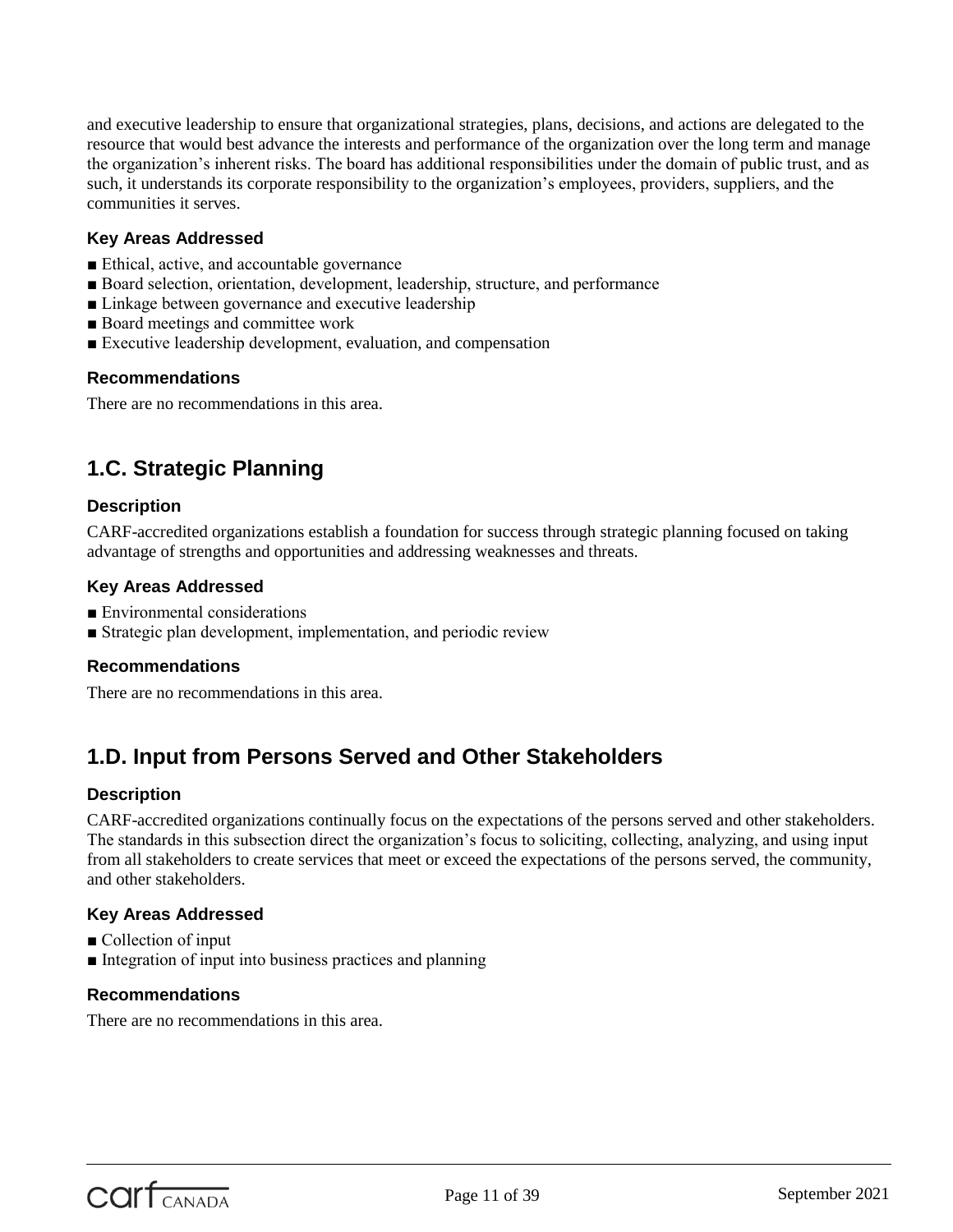and executive leadership to ensure that organizational strategies, plans, decisions, and actions are delegated to the resource that would best advance the interests and performance of the organization over the long term and manage the organization's inherent risks. The board has additional responsibilities under the domain of public trust, and as such, it understands its corporate responsibility to the organization's employees, providers, suppliers, and the communities it serves.

### Key Areas Addressed

- Ethical, active, and accountable governance
- Board selection, orientation, development, leadership, structure, and performance
- Linkage between governance and executive leadership
- Board meetings and committee work
- Executive leadership development, evaluation, and compensation

### Recommendations

There are no recommendations in this area.

## 1.C. Strategic Planning

### Description

CARF-accredited organizations establish a foundation for success through strategic planning focused on taking advantage of strengths and opportunities and addressing weaknesses and threats.

### Key Areas Addressed

- Environmental considerations
- Strategic plan development, implementation, and periodic review

### Recommendations

There are no recommendations in this area.

## 1.D. Input from Persons Served and Other Stakeholders

### Description

CARF-accredited organizations continually focus on the expectations of the persons served and other stakeholders. The standards in this subsection direct the organization's focus to soliciting, collecting, analyzing, and using input from all stakeholders to create services that meet or exceed the expectations of the persons served, the community, and other stakeholders.

### Key Areas Addressed

- Collection of input
- Integration of input into business practices and planning

### Recommendations

There are no recommendations in this area.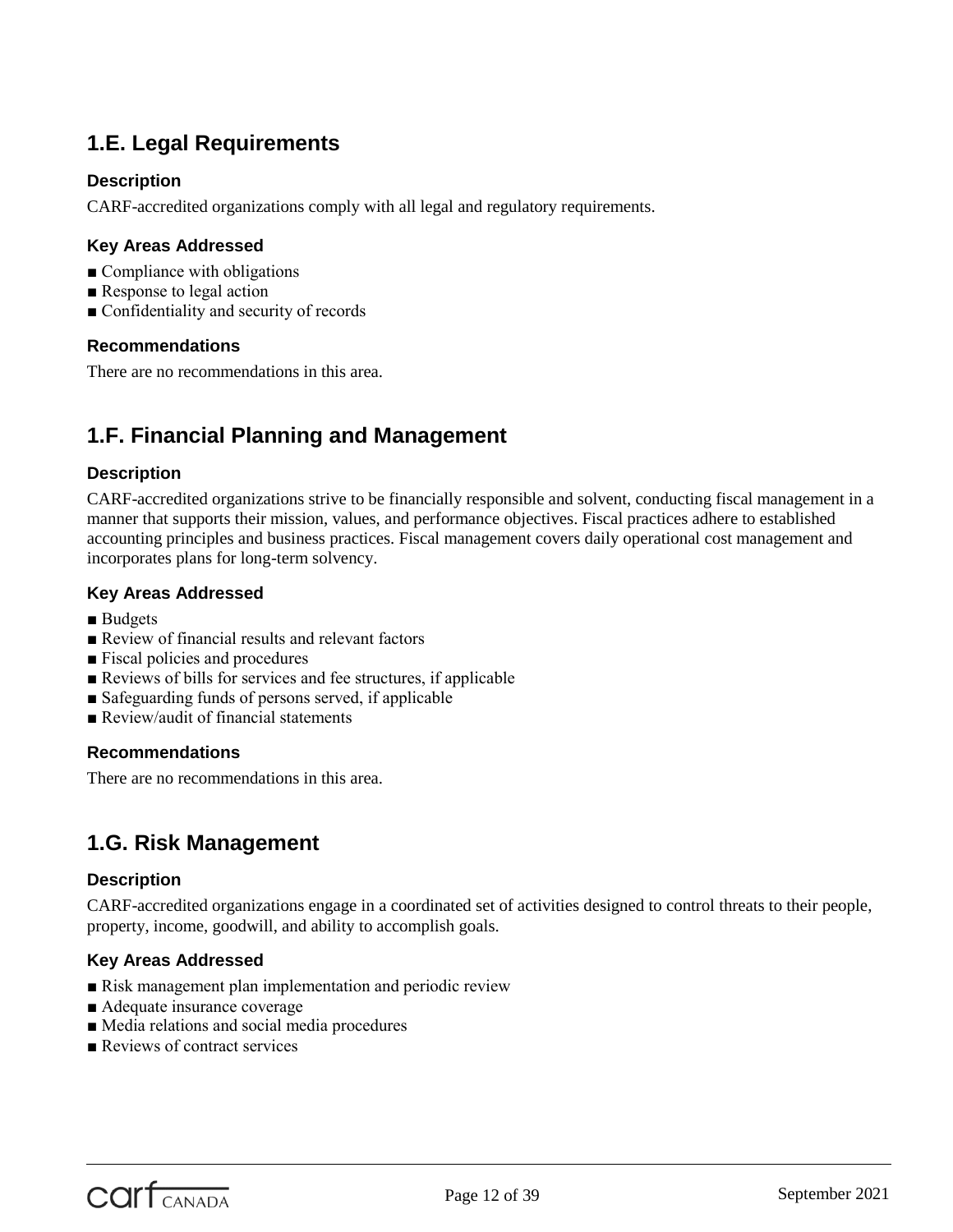## 1.E. Legal Requirements

### Description

CARF-accredited organizations comply with all legal and regulatory requirements.

### Key Areas Addressed

- Compliance with obligations
- Response to legal action
- Confidentiality and security of records

### Recommendations

There are no recommendations in this area.

## 1.F. Financial Planning and Management

### Description

CARF-accredited organizations strive to be financially responsible and solvent, conducting fiscal management in a manner that supports their mission, values, and performance objectives. Fiscal practices adhere to established accounting principles and business practices. Fiscal management covers daily operational cost management and incorporates plans for long-term solvency.

### Key Areas Addressed

- Budgets
- Review of financial results and relevant factors
- Fiscal policies and procedures
- Reviews of bills for services and fee structures, if applicable
- Safeguarding funds of persons served, if applicable
- Review/audit of financial statements

### Recommendations

There are no recommendations in this area.

## 1.G. Risk Management

### Description

CARF-accredited organizations engage in a coordinated set of activities designed to control threats to their people, property, income, goodwill, and ability to accomplish goals.

### Key Areas Addressed

- Risk management plan implementation and periodic review
- Adequate insurance coverage
- Media relations and social media procedures
- Reviews of contract services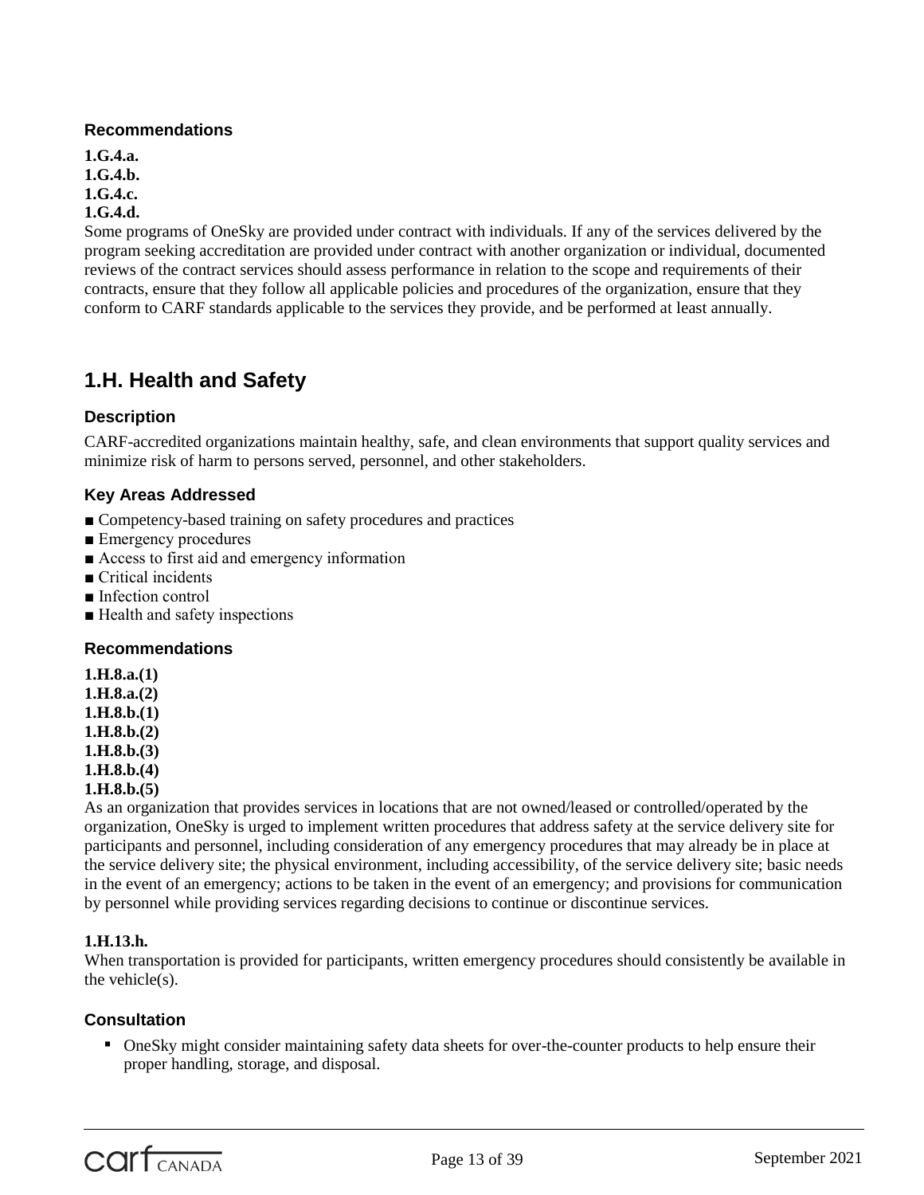### Recommendations

**1.G.4.a.**
**1.G.4.b.**
**1.G.4.c.**
**1.G.4.d.**
Some programs of OneSky are provided under contract with individuals. If any of the services delivered by the program seeking accreditation are provided under contract with another organization or individual, documented reviews of the contract services should assess performance in relation to the scope and requirements of their contracts, ensure that they follow all applicable policies and procedures of the organization, ensure that they conform to CARF standards applicable to the services they provide, and be performed at least annually.

## 1.H. Health and Safety

### Description

CARF-accredited organizations maintain healthy, safe, and clean environments that support quality services and minimize risk of harm to persons served, personnel, and other stakeholders.

### Key Areas Addressed

- Competency-based training on safety procedures and practices
- Emergency procedures
- Access to first aid and emergency information
- Critical incidents
- Infection control
- Health and safety inspections

### Recommendations

**1.H.8.a.(1)**
**1.H.8.a.(2)**
**1.H.8.b.(1)**
**1.H.8.b.(2)**
**1.H.8.b.(3)**
**1.H.8.b.(4)**
**1.H.8.b.(5)**
As an organization that provides services in locations that are not owned/leased or controlled/operated by the organization, OneSky is urged to implement written procedures that address safety at the service delivery site for participants and personnel, including consideration of any emergency procedures that may already be in place at the service delivery site; the physical environment, including accessibility, of the service delivery site; basic needs in the event of an emergency; actions to be taken in the event of an emergency; and provisions for communication by personnel while providing services regarding decisions to continue or discontinue services.

**1.H.13.h.**
When transportation is provided for participants, written emergency procedures should consistently be available in the vehicle(s).

### Consultation

- OneSky might consider maintaining safety data sheets for over-the-counter products to help ensure their proper handling, storage, and disposal.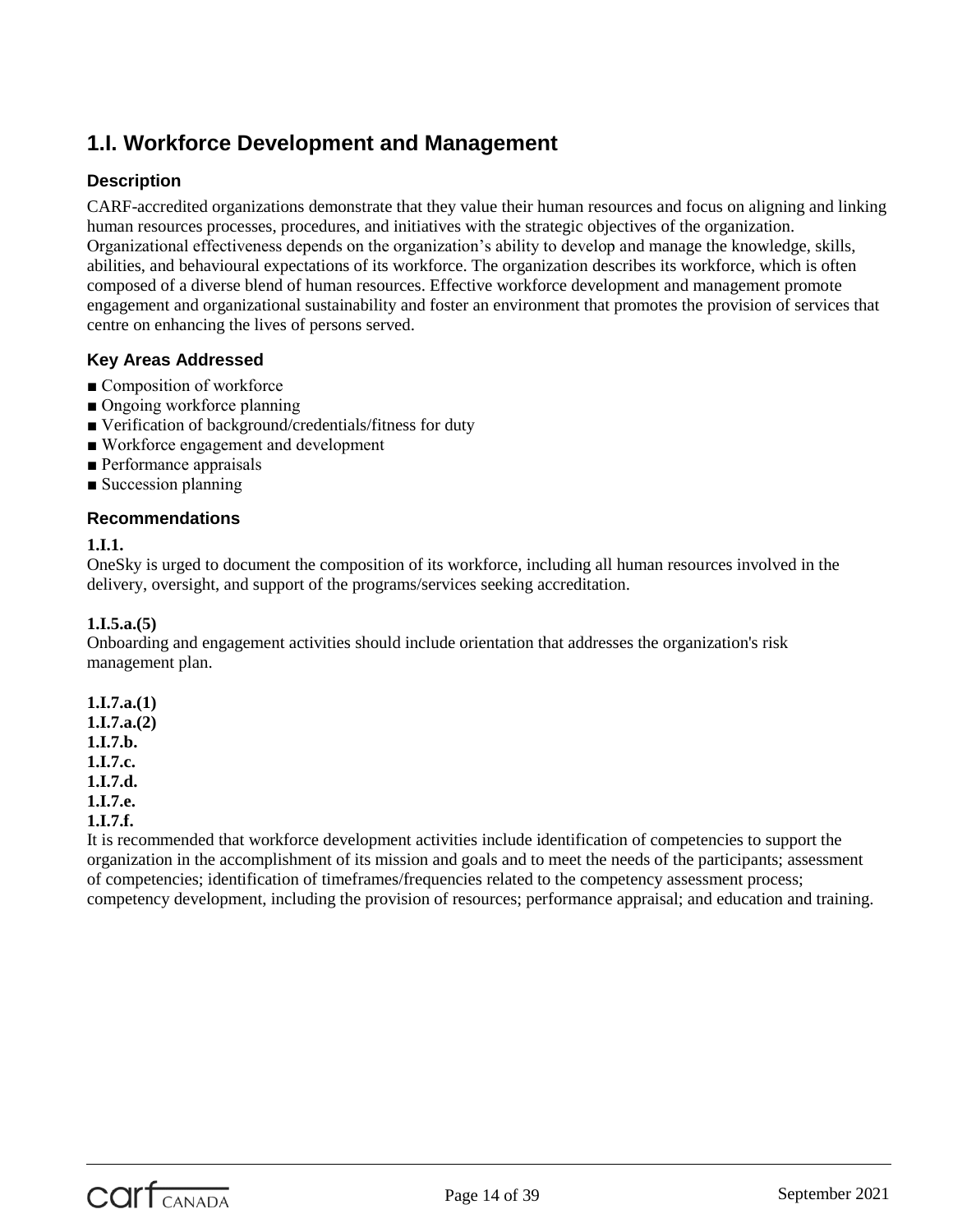## 1.I. Workforce Development and Management

### Description

CARF-accredited organizations demonstrate that they value their human resources and focus on aligning and linking human resources processes, procedures, and initiatives with the strategic objectives of the organization. Organizational effectiveness depends on the organization's ability to develop and manage the knowledge, skills, abilities, and behavioural expectations of its workforce. The organization describes its workforce, which is often composed of a diverse blend of human resources. Effective workforce development and management promote engagement and organizational sustainability and foster an environment that promotes the provision of services that centre on enhancing the lives of persons served.

### Key Areas Addressed

- Composition of workforce
- Ongoing workforce planning
- Verification of background/credentials/fitness for duty
- Workforce engagement and development
- Performance appraisals
- Succession planning

### Recommendations

**1.I.1.**
OneSky is urged to document the composition of its workforce, including all human resources involved in the delivery, oversight, and support of the programs/services seeking accreditation.

**1.I.5.a.(5)**
Onboarding and engagement activities should include orientation that addresses the organization's risk management plan.

**1.I.7.a.(1)**
**1.I.7.a.(2)**
**1.I.7.b.**
**1.I.7.c.**
**1.I.7.d.**
**1.I.7.e.**
**1.I.7.f.**
It is recommended that workforce development activities include identification of competencies to support the organization in the accomplishment of its mission and goals and to meet the needs of the participants; assessment of competencies; identification of timeframes/frequencies related to the competency assessment process; competency development, including the provision of resources; performance appraisal; and education and training.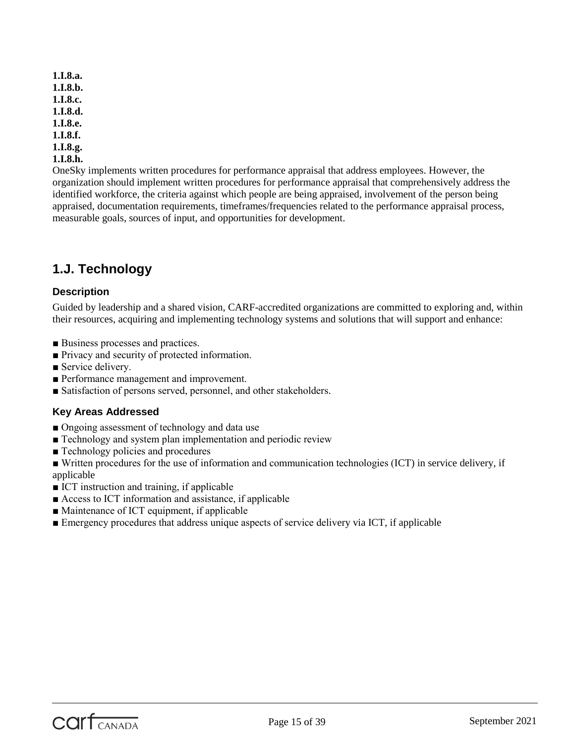**1.I.8.a.**
**1.I.8.b.**
**1.I.8.c.**
**1.I.8.d.**
**1.I.8.e.**
**1.I.8.f.**
**1.I.8.g.**
**1.I.8.h.**

OneSky implements written procedures for performance appraisal that address employees. However, the organization should implement written procedures for performance appraisal that comprehensively address the identified workforce, the criteria against which people are being appraised, involvement of the person being appraised, documentation requirements, timeframes/frequencies related to the performance appraisal process, measurable goals, sources of input, and opportunities for development.

## 1.J. Technology

### Description

Guided by leadership and a shared vision, CARF-accredited organizations are committed to exploring and, within their resources, acquiring and implementing technology systems and solutions that will support and enhance:

- Business processes and practices.
- Privacy and security of protected information.
- Service delivery.
- Performance management and improvement.
- Satisfaction of persons served, personnel, and other stakeholders.

### Key Areas Addressed

- Ongoing assessment of technology and data use
- Technology and system plan implementation and periodic review
- Technology policies and procedures
- Written procedures for the use of information and communication technologies (ICT) in service delivery, if applicable
- ICT instruction and training, if applicable
- Access to ICT information and assistance, if applicable
- Maintenance of ICT equipment, if applicable
- Emergency procedures that address unique aspects of service delivery via ICT, if applicable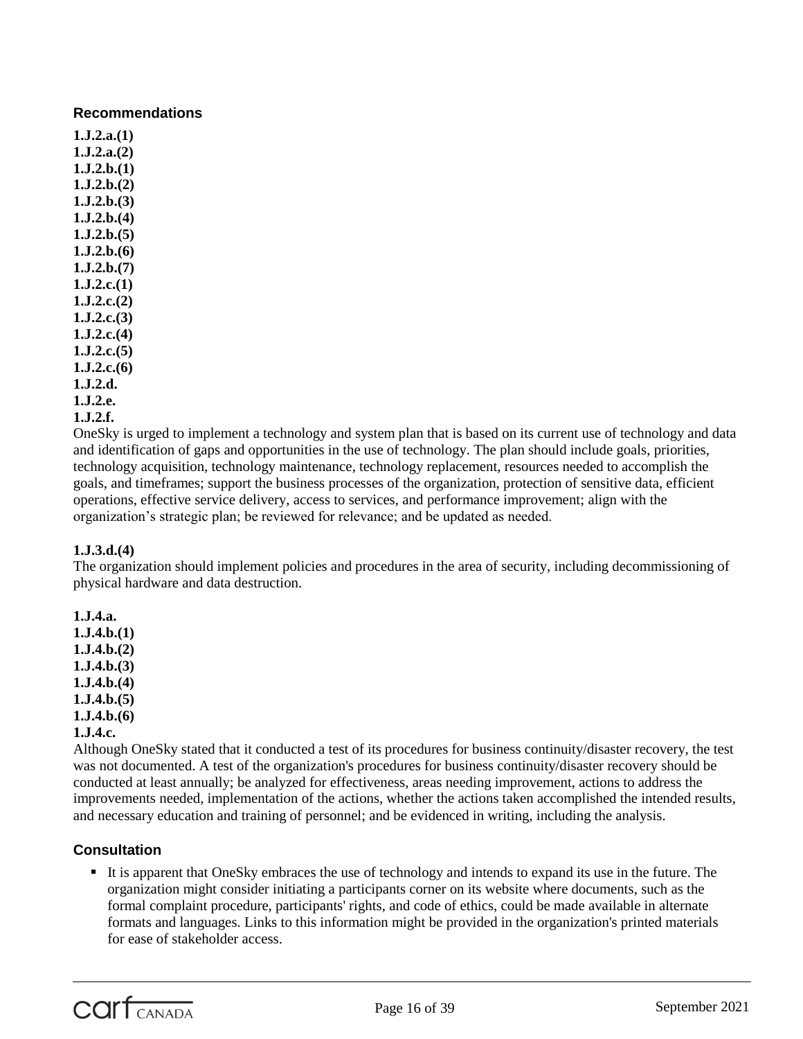### Recommendations

**1.J.2.a.(1)**
**1.J.2.a.(2)**
**1.J.2.b.(1)**
**1.J.2.b.(2)**
**1.J.2.b.(3)**
**1.J.2.b.(4)**
**1.J.2.b.(5)**
**1.J.2.b.(6)**
**1.J.2.b.(7)**
**1.J.2.c.(1)**
**1.J.2.c.(2)**
**1.J.2.c.(3)**
**1.J.2.c.(4)**
**1.J.2.c.(5)**
**1.J.2.c.(6)**
**1.J.2.d.**
**1.J.2.e.**
**1.J.2.f.**
OneSky is urged to implement a technology and system plan that is based on its current use of technology and data and identification of gaps and opportunities in the use of technology. The plan should include goals, priorities, technology acquisition, technology maintenance, technology replacement, resources needed to accomplish the goals, and timeframes; support the business processes of the organization, protection of sensitive data, efficient operations, effective service delivery, access to services, and performance improvement; align with the organization's strategic plan; be reviewed for relevance; and be updated as needed.

**1.J.3.d.(4)**
The organization should implement policies and procedures in the area of security, including decommissioning of physical hardware and data destruction.

**1.J.4.a.**
**1.J.4.b.(1)**
**1.J.4.b.(2)**
**1.J.4.b.(3)**
**1.J.4.b.(4)**
**1.J.4.b.(5)**
**1.J.4.b.(6)**
**1.J.4.c.**
Although OneSky stated that it conducted a test of its procedures for business continuity/disaster recovery, the test was not documented. A test of the organization's procedures for business continuity/disaster recovery should be conducted at least annually; be analyzed for effectiveness, areas needing improvement, actions to address the improvements needed, implementation of the actions, whether the actions taken accomplished the intended results, and necessary education and training of personnel; and be evidenced in writing, including the analysis.

### Consultation

- It is apparent that OneSky embraces the use of technology and intends to expand its use in the future. The organization might consider initiating a participants corner on its website where documents, such as the formal complaint procedure, participants' rights, and code of ethics, could be made available in alternate formats and languages. Links to this information might be provided in the organization's printed materials for ease of stakeholder access.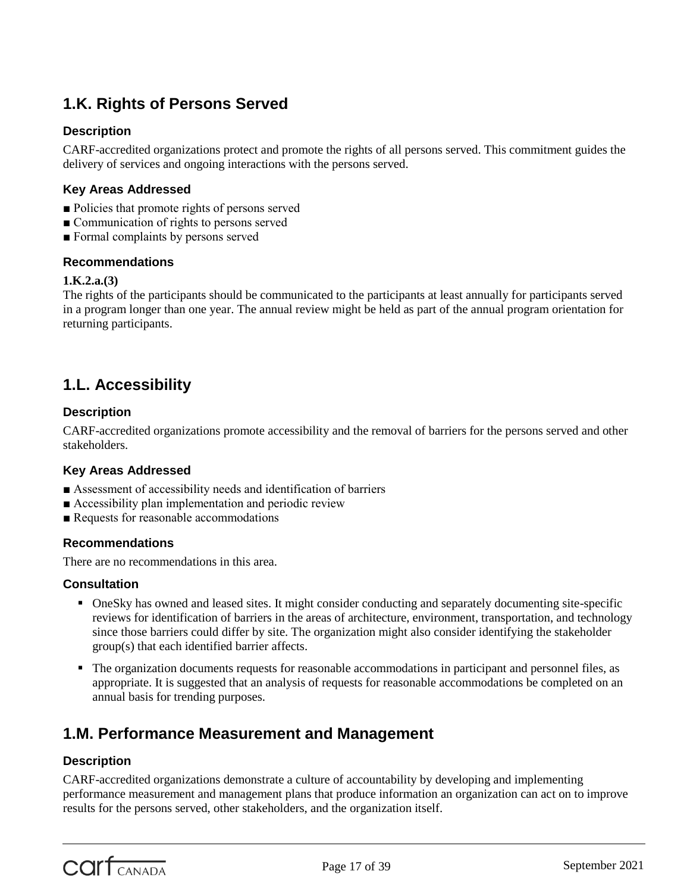## 1.K. Rights of Persons Served

### Description

CARF-accredited organizations protect and promote the rights of all persons served. This commitment guides the delivery of services and ongoing interactions with the persons served.

### Key Areas Addressed

- Policies that promote rights of persons served
- Communication of rights to persons served
- Formal complaints by persons served

### Recommendations

**1.K.2.a.(3)**
The rights of the participants should be communicated to the participants at least annually for participants served in a program longer than one year. The annual review might be held as part of the annual program orientation for returning participants.

## 1.L. Accessibility

### Description

CARF-accredited organizations promote accessibility and the removal of barriers for the persons served and other stakeholders.

### Key Areas Addressed

- Assessment of accessibility needs and identification of barriers
- Accessibility plan implementation and periodic review
- Requests for reasonable accommodations

### Recommendations

There are no recommendations in this area.

### Consultation

- OneSky has owned and leased sites. It might consider conducting and separately documenting site-specific reviews for identification of barriers in the areas of architecture, environment, transportation, and technology since those barriers could differ by site. The organization might also consider identifying the stakeholder group(s) that each identified barrier affects.
- The organization documents requests for reasonable accommodations in participant and personnel files, as appropriate. It is suggested that an analysis of requests for reasonable accommodations be completed on an annual basis for trending purposes.

## 1.M. Performance Measurement and Management

### Description

CARF-accredited organizations demonstrate a culture of accountability by developing and implementing performance measurement and management plans that produce information an organization can act on to improve results for the persons served, other stakeholders, and the organization itself.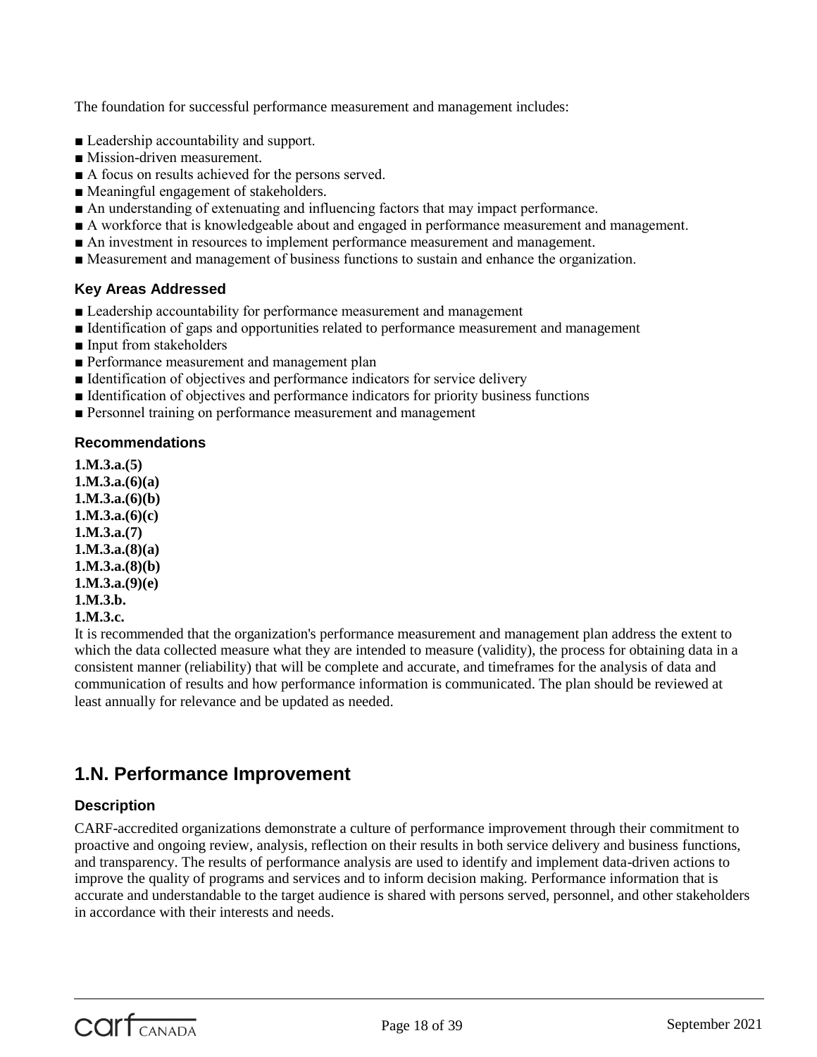The foundation for successful performance measurement and management includes:

- Leadership accountability and support.
- Mission-driven measurement.
- A focus on results achieved for the persons served.
- Meaningful engagement of stakeholders.
- An understanding of extenuating and influencing factors that may impact performance.
- A workforce that is knowledgeable about and engaged in performance measurement and management.
- An investment in resources to implement performance measurement and management.
- Measurement and management of business functions to sustain and enhance the organization.

### Key Areas Addressed

- Leadership accountability for performance measurement and management
- Identification of gaps and opportunities related to performance measurement and management
- Input from stakeholders
- Performance measurement and management plan
- Identification of objectives and performance indicators for service delivery
- Identification of objectives and performance indicators for priority business functions
- Personnel training on performance measurement and management

### Recommendations

**1.M.3.a.(5)**
**1.M.3.a.(6)(a)**
**1.M.3.a.(6)(b)**
**1.M.3.a.(6)(c)**
**1.M.3.a.(7)**
**1.M.3.a.(8)(a)**
**1.M.3.a.(8)(b)**
**1.M.3.a.(9)(e)**
**1.M.3.b.**
**1.M.3.c.**

It is recommended that the organization's performance measurement and management plan address the extent to which the data collected measure what they are intended to measure (validity), the process for obtaining data in a consistent manner (reliability) that will be complete and accurate, and timeframes for the analysis of data and communication of results and how performance information is communicated. The plan should be reviewed at least annually for relevance and be updated as needed.

## 1.N. Performance Improvement

### Description

CARF-accredited organizations demonstrate a culture of performance improvement through their commitment to proactive and ongoing review, analysis, reflection on their results in both service delivery and business functions, and transparency. The results of performance analysis are used to identify and implement data-driven actions to improve the quality of programs and services and to inform decision making. Performance information that is accurate and understandable to the target audience is shared with persons served, personnel, and other stakeholders in accordance with their interests and needs.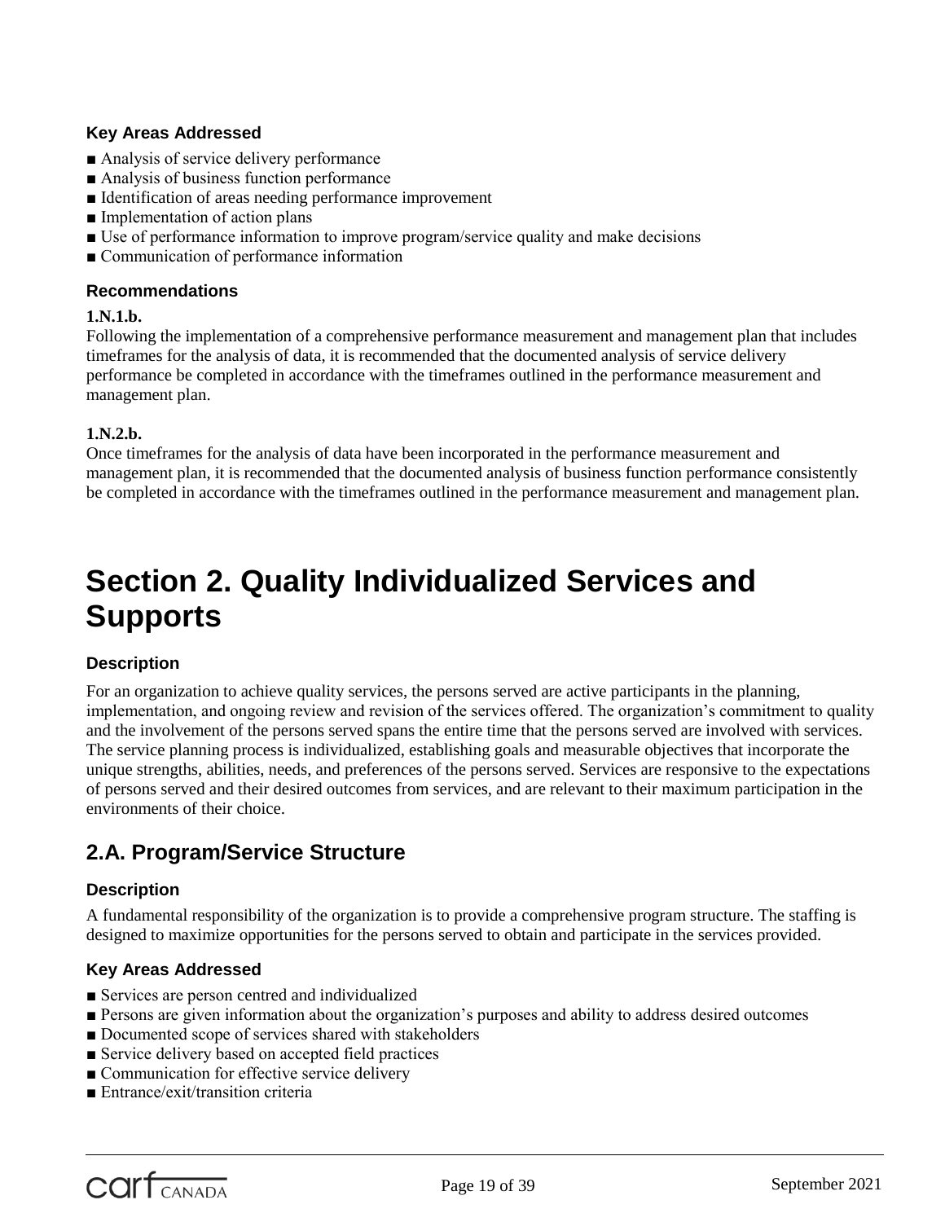### Key Areas Addressed

- Analysis of service delivery performance
- Analysis of business function performance
- Identification of areas needing performance improvement
- Implementation of action plans
- Use of performance information to improve program/service quality and make decisions
- Communication of performance information

### Recommendations

**1.N.1.b.**

Following the implementation of a comprehensive performance measurement and management plan that includes timeframes for the analysis of data, it is recommended that the documented analysis of service delivery performance be completed in accordance with the timeframes outlined in the performance measurement and management plan.

**1.N.2.b.**

Once timeframes for the analysis of data have been incorporated in the performance measurement and management plan, it is recommended that the documented analysis of business function performance consistently be completed in accordance with the timeframes outlined in the performance measurement and management plan.

# Section 2. Quality Individualized Services and Supports

### Description

For an organization to achieve quality services, the persons served are active participants in the planning, implementation, and ongoing review and revision of the services offered. The organization's commitment to quality and the involvement of the persons served spans the entire time that the persons served are involved with services. The service planning process is individualized, establishing goals and measurable objectives that incorporate the unique strengths, abilities, needs, and preferences of the persons served. Services are responsive to the expectations of persons served and their desired outcomes from services, and are relevant to their maximum participation in the environments of their choice.

## 2.A. Program/Service Structure

### Description

A fundamental responsibility of the organization is to provide a comprehensive program structure. The staffing is designed to maximize opportunities for the persons served to obtain and participate in the services provided.

### Key Areas Addressed

- Services are person centred and individualized
- Persons are given information about the organization's purposes and ability to address desired outcomes
- Documented scope of services shared with stakeholders
- Service delivery based on accepted field practices
- Communication for effective service delivery
- Entrance/exit/transition criteria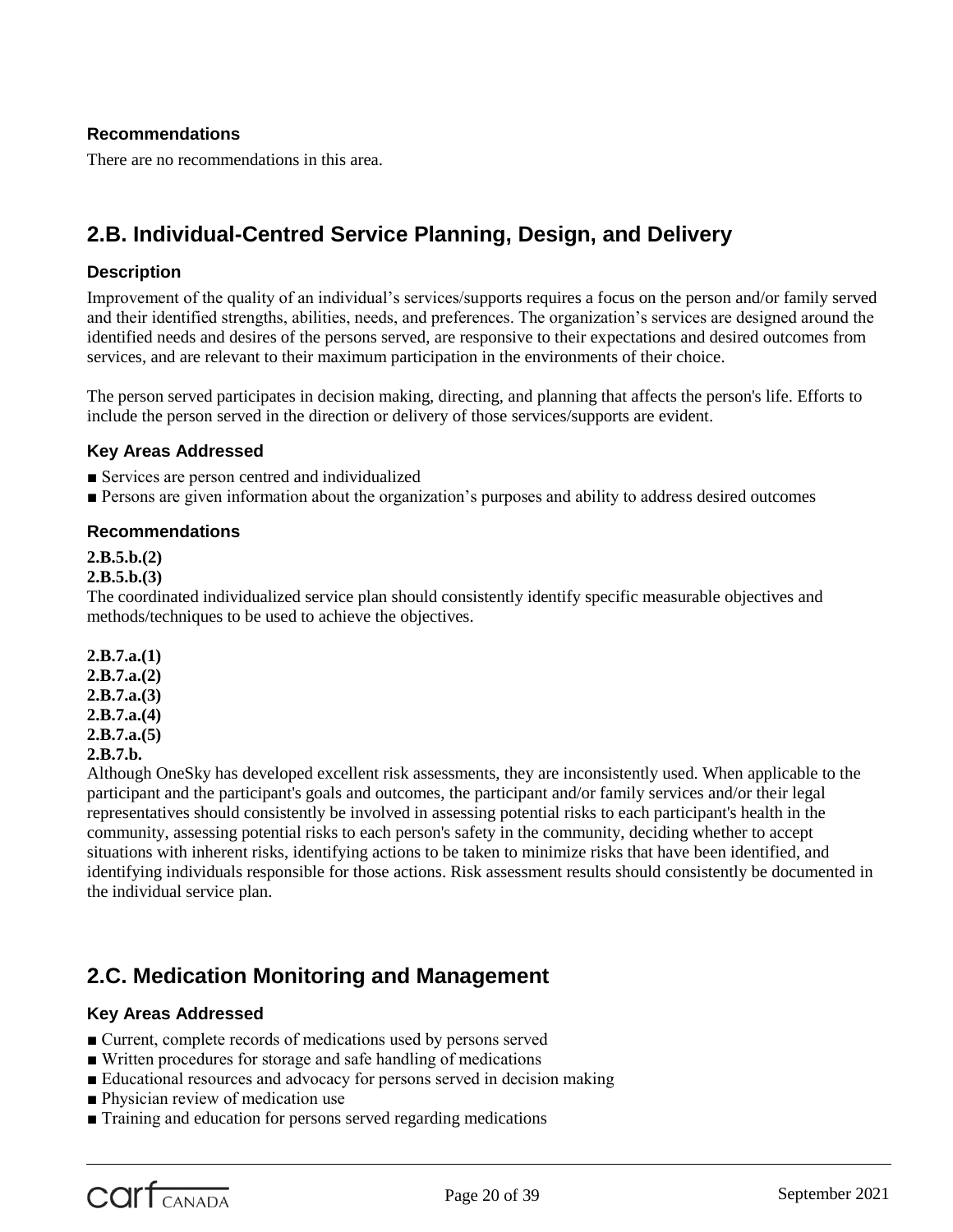### Recommendations

There are no recommendations in this area.

## 2.B. Individual-Centred Service Planning, Design, and Delivery

### Description

Improvement of the quality of an individual's services/supports requires a focus on the person and/or family served and their identified strengths, abilities, needs, and preferences. The organization's services are designed around the identified needs and desires of the persons served, are responsive to their expectations and desired outcomes from services, and are relevant to their maximum participation in the environments of their choice.

The person served participates in decision making, directing, and planning that affects the person's life. Efforts to include the person served in the direction or delivery of those services/supports are evident.

### Key Areas Addressed

- ■ Services are person centred and individualized
- ■ Persons are given information about the organization's purposes and ability to address desired outcomes

### Recommendations

**2.B.5.b.(2)**
**2.B.5.b.(3)**
The coordinated individualized service plan should consistently identify specific measurable objectives and methods/techniques to be used to achieve the objectives.

**2.B.7.a.(1)**
**2.B.7.a.(2)**
**2.B.7.a.(3)**
**2.B.7.a.(4)**
**2.B.7.a.(5)**
**2.B.7.b.**
Although OneSky has developed excellent risk assessments, they are inconsistently used. When applicable to the participant and the participant's goals and outcomes, the participant and/or family services and/or their legal representatives should consistently be involved in assessing potential risks to each participant's health in the community, assessing potential risks to each person's safety in the community, deciding whether to accept situations with inherent risks, identifying actions to be taken to minimize risks that have been identified, and identifying individuals responsible for those actions. Risk assessment results should consistently be documented in the individual service plan.

## 2.C. Medication Monitoring and Management

### Key Areas Addressed

- ■ Current, complete records of medications used by persons served
- ■ Written procedures for storage and safe handling of medications
- ■ Educational resources and advocacy for persons served in decision making
- ■ Physician review of medication use
- ■ Training and education for persons served regarding medications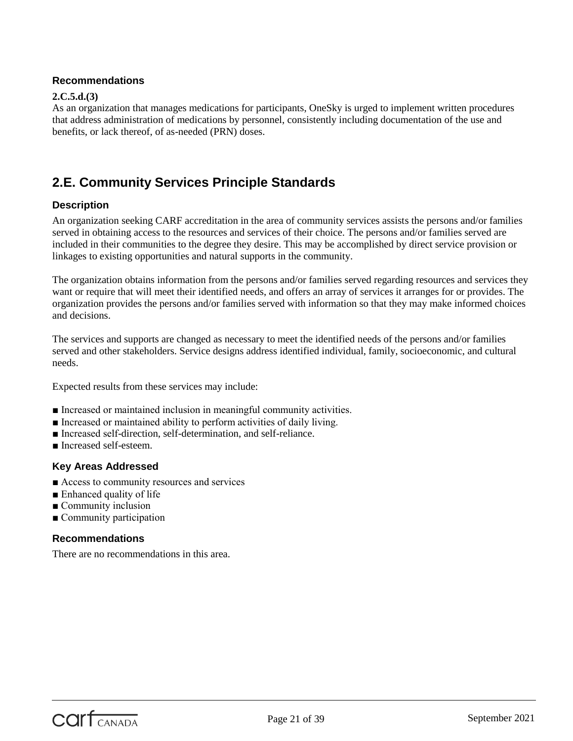### Recommendations

**2.C.5.d.(3)**
As an organization that manages medications for participants, OneSky is urged to implement written procedures that address administration of medications by personnel, consistently including documentation of the use and benefits, or lack thereof, of as-needed (PRN) doses.

## 2.E. Community Services Principle Standards

### Description

An organization seeking CARF accreditation in the area of community services assists the persons and/or families served in obtaining access to the resources and services of their choice. The persons and/or families served are included in their communities to the degree they desire. This may be accomplished by direct service provision or linkages to existing opportunities and natural supports in the community.

The organization obtains information from the persons and/or families served regarding resources and services they want or require that will meet their identified needs, and offers an array of services it arranges for or provides. The organization provides the persons and/or families served with information so that they may make informed choices and decisions.

The services and supports are changed as necessary to meet the identified needs of the persons and/or families served and other stakeholders. Service designs address identified individual, family, socioeconomic, and cultural needs.

Expected results from these services may include:

- Increased or maintained inclusion in meaningful community activities.
- Increased or maintained ability to perform activities of daily living.
- Increased self-direction, self-determination, and self-reliance.
- Increased self-esteem.

### Key Areas Addressed

- Access to community resources and services
- Enhanced quality of life
- Community inclusion
- Community participation

### Recommendations

There are no recommendations in this area.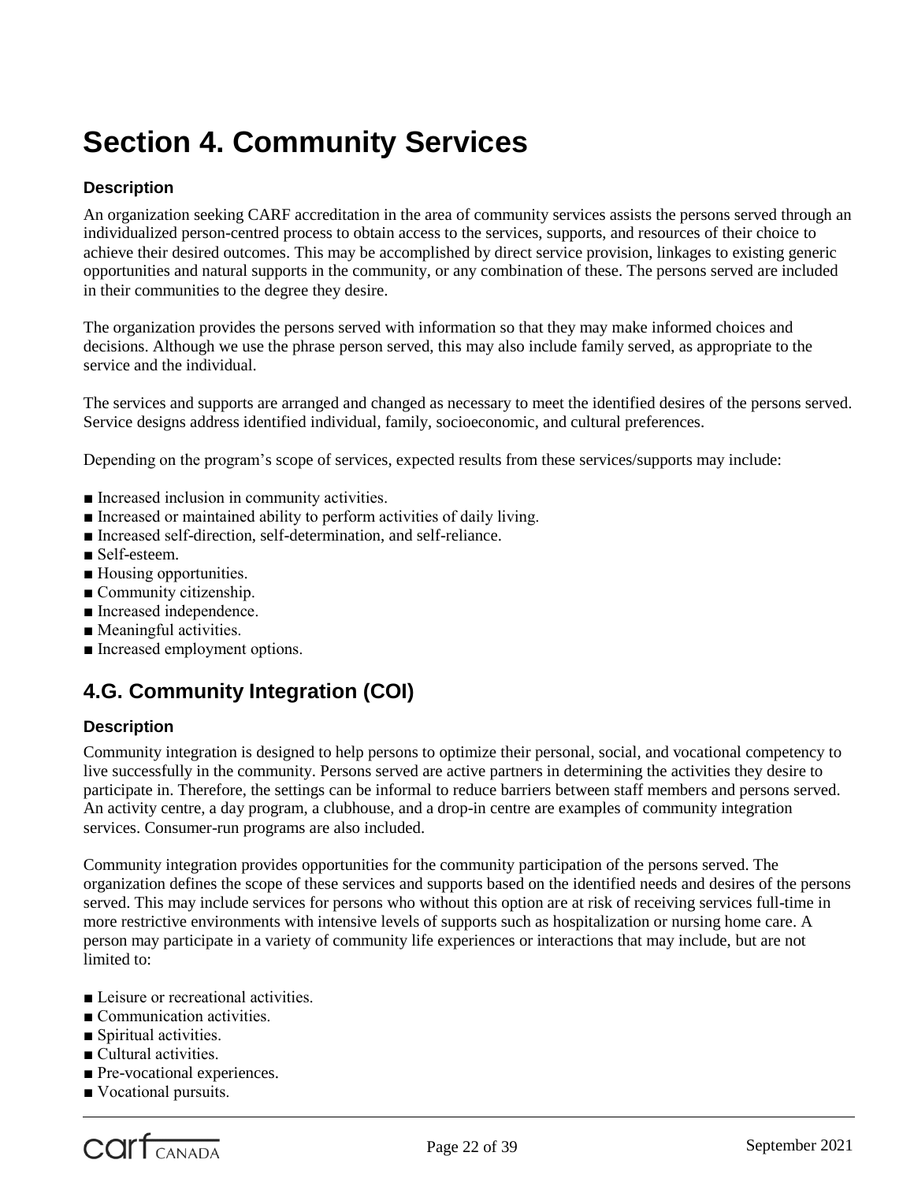# Section 4. Community Services

### Description

An organization seeking CARF accreditation in the area of community services assists the persons served through an individualized person-centred process to obtain access to the services, supports, and resources of their choice to achieve their desired outcomes. This may be accomplished by direct service provision, linkages to existing generic opportunities and natural supports in the community, or any combination of these. The persons served are included in their communities to the degree they desire.

The organization provides the persons served with information so that they may make informed choices and decisions. Although we use the phrase person served, this may also include family served, as appropriate to the service and the individual.

The services and supports are arranged and changed as necessary to meet the identified desires of the persons served. Service designs address identified individual, family, socioeconomic, and cultural preferences.

Depending on the program's scope of services, expected results from these services/supports may include:

- Increased inclusion in community activities.
- Increased or maintained ability to perform activities of daily living.
- Increased self-direction, self-determination, and self-reliance.
- Self-esteem.
- Housing opportunities.
- Community citizenship.
- Increased independence.
- Meaningful activities.
- Increased employment options.

## 4.G. Community Integration (COI)

### Description

Community integration is designed to help persons to optimize their personal, social, and vocational competency to live successfully in the community. Persons served are active partners in determining the activities they desire to participate in. Therefore, the settings can be informal to reduce barriers between staff members and persons served. An activity centre, a day program, a clubhouse, and a drop-in centre are examples of community integration services. Consumer-run programs are also included.

Community integration provides opportunities for the community participation of the persons served. The organization defines the scope of these services and supports based on the identified needs and desires of the persons served. This may include services for persons who without this option are at risk of receiving services full-time in more restrictive environments with intensive levels of supports such as hospitalization or nursing home care. A person may participate in a variety of community life experiences or interactions that may include, but are not limited to:

- Leisure or recreational activities.
- Communication activities.
- Spiritual activities.
- Cultural activities.
- Pre-vocational experiences.
- Vocational pursuits.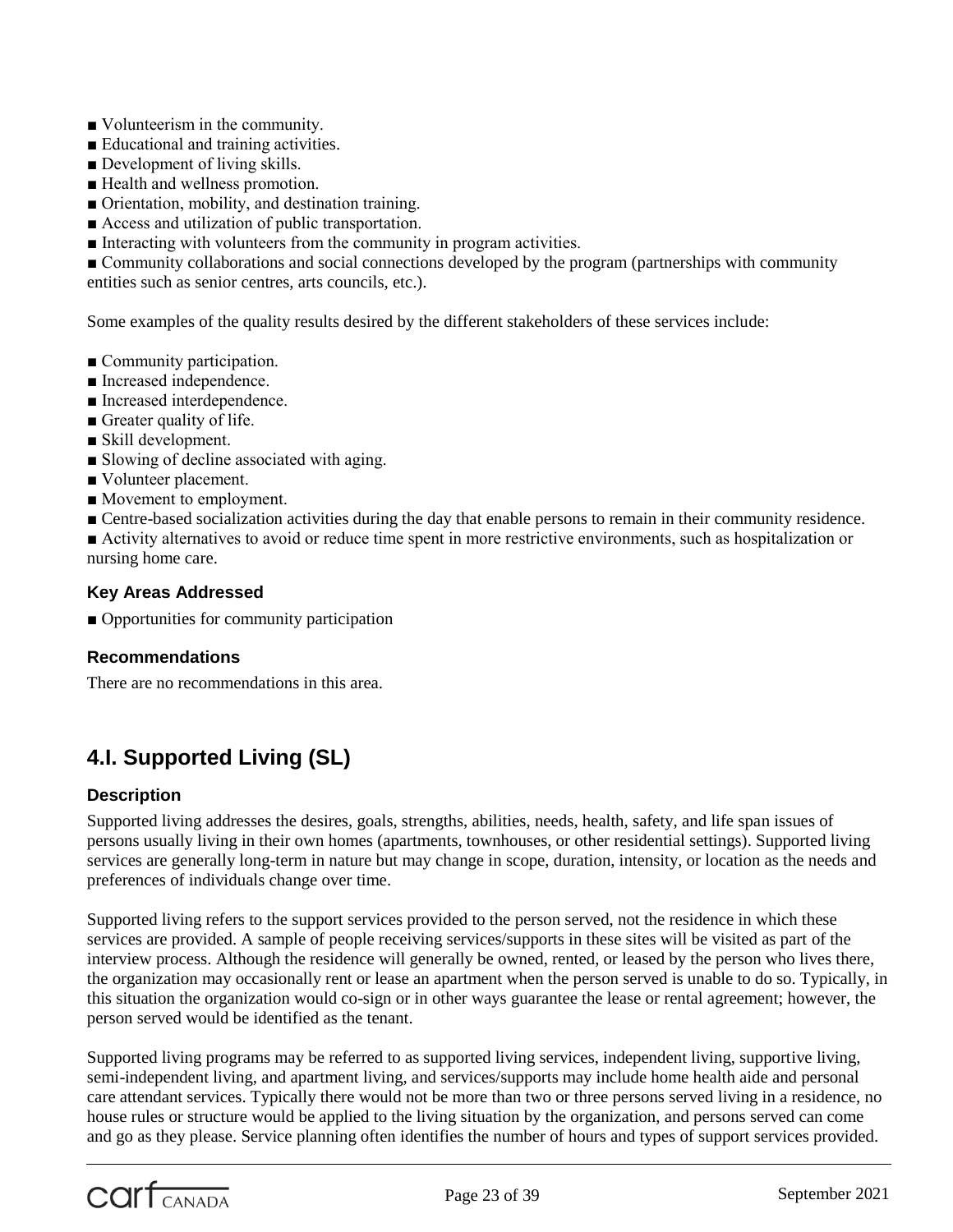- Volunteerism in the community.
- Educational and training activities.
- Development of living skills.
- Health and wellness promotion.
- Orientation, mobility, and destination training.
- Access and utilization of public transportation.
- Interacting with volunteers from the community in program activities.
- Community collaborations and social connections developed by the program (partnerships with community entities such as senior centres, arts councils, etc.).

Some examples of the quality results desired by the different stakeholders of these services include:

- Community participation.
- Increased independence.
- Increased interdependence.
- Greater quality of life.
- Skill development.
- Slowing of decline associated with aging.
- Volunteer placement.
- Movement to employment.
- Centre-based socialization activities during the day that enable persons to remain in their community residence.
- Activity alternatives to avoid or reduce time spent in more restrictive environments, such as hospitalization or nursing home care.

### Key Areas Addressed

- Opportunities for community participation

### Recommendations

There are no recommendations in this area.

## 4.I. Supported Living (SL)

### Description

Supported living addresses the desires, goals, strengths, abilities, needs, health, safety, and life span issues of persons usually living in their own homes (apartments, townhouses, or other residential settings). Supported living services are generally long-term in nature but may change in scope, duration, intensity, or location as the needs and preferences of individuals change over time.

Supported living refers to the support services provided to the person served, not the residence in which these services are provided. A sample of people receiving services/supports in these sites will be visited as part of the interview process. Although the residence will generally be owned, rented, or leased by the person who lives there, the organization may occasionally rent or lease an apartment when the person served is unable to do so. Typically, in this situation the organization would co-sign or in other ways guarantee the lease or rental agreement; however, the person served would be identified as the tenant.

Supported living programs may be referred to as supported living services, independent living, supportive living, semi-independent living, and apartment living, and services/supports may include home health aide and personal care attendant services. Typically there would not be more than two or three persons served living in a residence, no house rules or structure would be applied to the living situation by the organization, and persons served can come and go as they please. Service planning often identifies the number of hours and types of support services provided.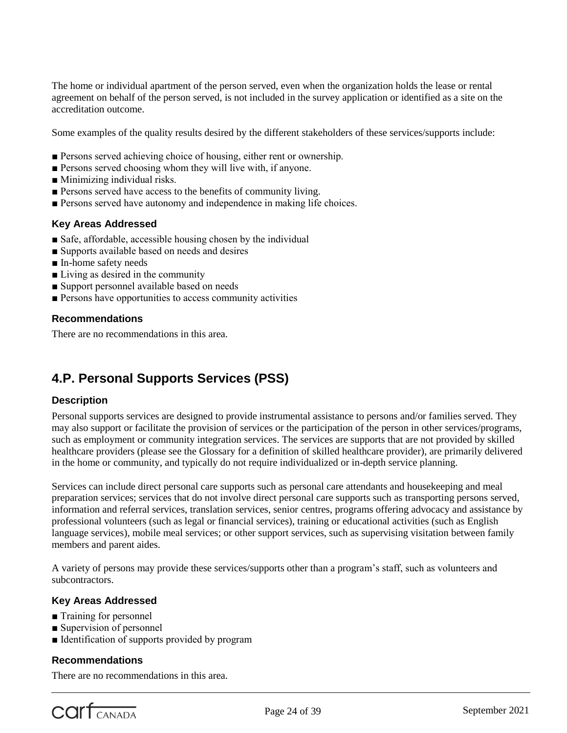The home or individual apartment of the person served, even when the organization holds the lease or rental agreement on behalf of the person served, is not included in the survey application or identified as a site on the accreditation outcome.

Some examples of the quality results desired by the different stakeholders of these services/supports include:

- Persons served achieving choice of housing, either rent or ownership.
- Persons served choosing whom they will live with, if anyone.
- Minimizing individual risks.
- Persons served have access to the benefits of community living.
- Persons served have autonomy and independence in making life choices.

### Key Areas Addressed

- Safe, affordable, accessible housing chosen by the individual
- Supports available based on needs and desires
- In-home safety needs
- Living as desired in the community
- Support personnel available based on needs
- Persons have opportunities to access community activities

### Recommendations

There are no recommendations in this area.

## 4.P. Personal Supports Services (PSS)

### Description

Personal supports services are designed to provide instrumental assistance to persons and/or families served. They may also support or facilitate the provision of services or the participation of the person in other services/programs, such as employment or community integration services. The services are supports that are not provided by skilled healthcare providers (please see the Glossary for a definition of skilled healthcare provider), are primarily delivered in the home or community, and typically do not require individualized or in-depth service planning.

Services can include direct personal care supports such as personal care attendants and housekeeping and meal preparation services; services that do not involve direct personal care supports such as transporting persons served, information and referral services, translation services, senior centres, programs offering advocacy and assistance by professional volunteers (such as legal or financial services), training or educational activities (such as English language services), mobile meal services; or other support services, such as supervising visitation between family members and parent aides.

A variety of persons may provide these services/supports other than a program's staff, such as volunteers and subcontractors.

### Key Areas Addressed

- Training for personnel
- Supervision of personnel
- Identification of supports provided by program

### Recommendations

There are no recommendations in this area.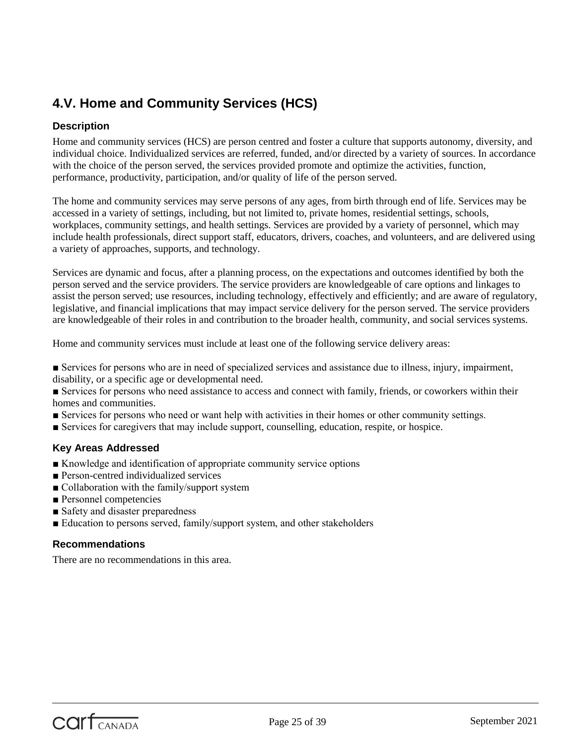## 4.V. Home and Community Services (HCS)

### Description

Home and community services (HCS) are person centred and foster a culture that supports autonomy, diversity, and individual choice. Individualized services are referred, funded, and/or directed by a variety of sources. In accordance with the choice of the person served, the services provided promote and optimize the activities, function, performance, productivity, participation, and/or quality of life of the person served.

The home and community services may serve persons of any ages, from birth through end of life. Services may be accessed in a variety of settings, including, but not limited to, private homes, residential settings, schools, workplaces, community settings, and health settings. Services are provided by a variety of personnel, which may include health professionals, direct support staff, educators, drivers, coaches, and volunteers, and are delivered using a variety of approaches, supports, and technology.

Services are dynamic and focus, after a planning process, on the expectations and outcomes identified by both the person served and the service providers. The service providers are knowledgeable of care options and linkages to assist the person served; use resources, including technology, effectively and efficiently; and are aware of regulatory, legislative, and financial implications that may impact service delivery for the person served. The service providers are knowledgeable of their roles in and contribution to the broader health, community, and social services systems.

Home and community services must include at least one of the following service delivery areas:

- Services for persons who are in need of specialized services and assistance due to illness, injury, impairment, disability, or a specific age or developmental need.
- Services for persons who need assistance to access and connect with family, friends, or coworkers within their homes and communities.
- Services for persons who need or want help with activities in their homes or other community settings.
- Services for caregivers that may include support, counselling, education, respite, or hospice.

### Key Areas Addressed

- Knowledge and identification of appropriate community service options
- Person-centred individualized services
- Collaboration with the family/support system
- Personnel competencies
- Safety and disaster preparedness
- Education to persons served, family/support system, and other stakeholders

### Recommendations

There are no recommendations in this area.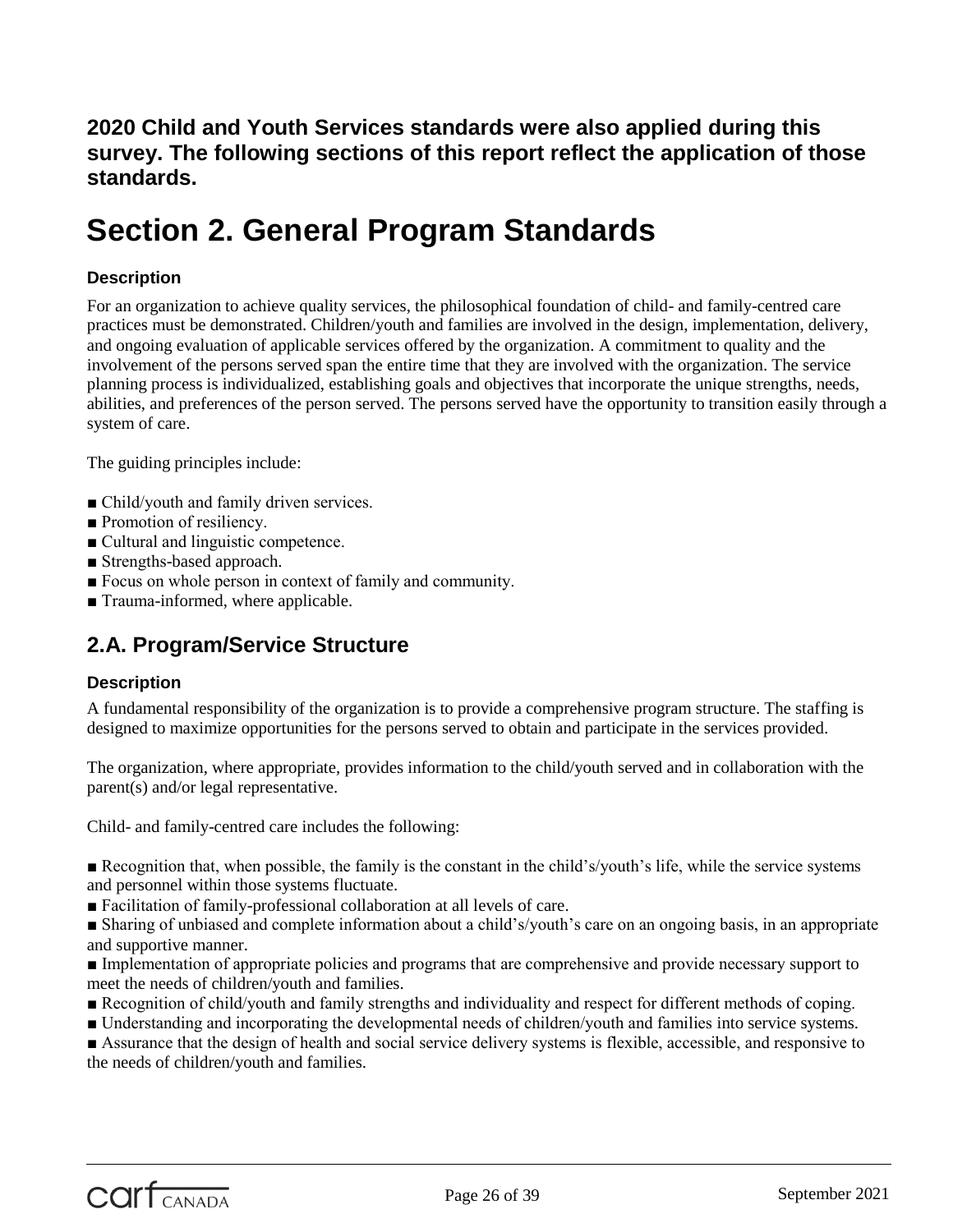**2020 Child and Youth Services standards were also applied during this survey. The following sections of this report reflect the application of those standards.**

# Section 2. General Program Standards

### Description

For an organization to achieve quality services, the philosophical foundation of child- and family-centred care practices must be demonstrated. Children/youth and families are involved in the design, implementation, delivery, and ongoing evaluation of applicable services offered by the organization. A commitment to quality and the involvement of the persons served span the entire time that they are involved with the organization. The service planning process is individualized, establishing goals and objectives that incorporate the unique strengths, needs, abilities, and preferences of the person served. The persons served have the opportunity to transition easily through a system of care.

The guiding principles include:

- Child/youth and family driven services.
- Promotion of resiliency.
- Cultural and linguistic competence.
- Strengths-based approach.
- Focus on whole person in context of family and community.
- Trauma-informed, where applicable.

## 2.A. Program/Service Structure

### Description

A fundamental responsibility of the organization is to provide a comprehensive program structure. The staffing is designed to maximize opportunities for the persons served to obtain and participate in the services provided.

The organization, where appropriate, provides information to the child/youth served and in collaboration with the parent(s) and/or legal representative.

Child- and family-centred care includes the following:

- Recognition that, when possible, the family is the constant in the child's/youth's life, while the service systems and personnel within those systems fluctuate.
- Facilitation of family-professional collaboration at all levels of care.
- Sharing of unbiased and complete information about a child's/youth's care on an ongoing basis, in an appropriate and supportive manner.
- Implementation of appropriate policies and programs that are comprehensive and provide necessary support to meet the needs of children/youth and families.
- Recognition of child/youth and family strengths and individuality and respect for different methods of coping.
- Understanding and incorporating the developmental needs of children/youth and families into service systems.
- Assurance that the design of health and social service delivery systems is flexible, accessible, and responsive to the needs of children/youth and families.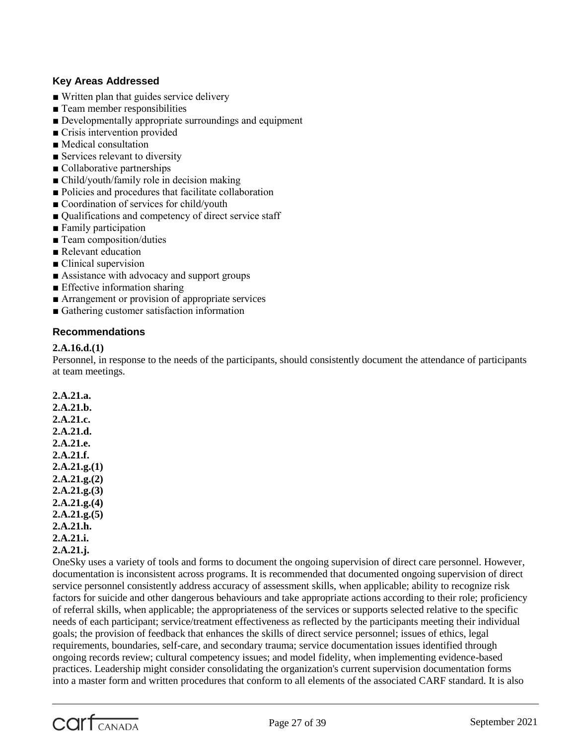### Key Areas Addressed

- ■ Written plan that guides service delivery
- ■ Team member responsibilities
- ■ Developmentally appropriate surroundings and equipment
- ■ Crisis intervention provided
- ■ Medical consultation
- ■ Services relevant to diversity
- ■ Collaborative partnerships
- ■ Child/youth/family role in decision making
- ■ Policies and procedures that facilitate collaboration
- ■ Coordination of services for child/youth
- ■ Qualifications and competency of direct service staff
- ■ Family participation
- ■ Team composition/duties
- ■ Relevant education
- ■ Clinical supervision
- ■ Assistance with advocacy and support groups
- ■ Effective information sharing
- ■ Arrangement or provision of appropriate services
- ■ Gathering customer satisfaction information

### Recommendations

**2.A.16.d.(1)**
Personnel, in response to the needs of the participants, should consistently document the attendance of participants at team meetings.

**2.A.21.a.**
**2.A.21.b.**
**2.A.21.c.**
**2.A.21.d.**
**2.A.21.e.**
**2.A.21.f.**
**2.A.21.g.(1)**
**2.A.21.g.(2)**
**2.A.21.g.(3)**
**2.A.21.g.(4)**
**2.A.21.g.(5)**
**2.A.21.h.**
**2.A.21.i.**
**2.A.21.j.**
OneSky uses a variety of tools and forms to document the ongoing supervision of direct care personnel. However, documentation is inconsistent across programs. It is recommended that documented ongoing supervision of direct service personnel consistently address accuracy of assessment skills, when applicable; ability to recognize risk factors for suicide and other dangerous behaviours and take appropriate actions according to their role; proficiency of referral skills, when applicable; the appropriateness of the services or supports selected relative to the specific needs of each participant; service/treatment effectiveness as reflected by the participants meeting their individual goals; the provision of feedback that enhances the skills of direct service personnel; issues of ethics, legal requirements, boundaries, self-care, and secondary trauma; service documentation issues identified through ongoing records review; cultural competency issues; and model fidelity, when implementing evidence-based practices. Leadership might consider consolidating the organization's current supervision documentation forms into a master form and written procedures that conform to all elements of the associated CARF standard. It is also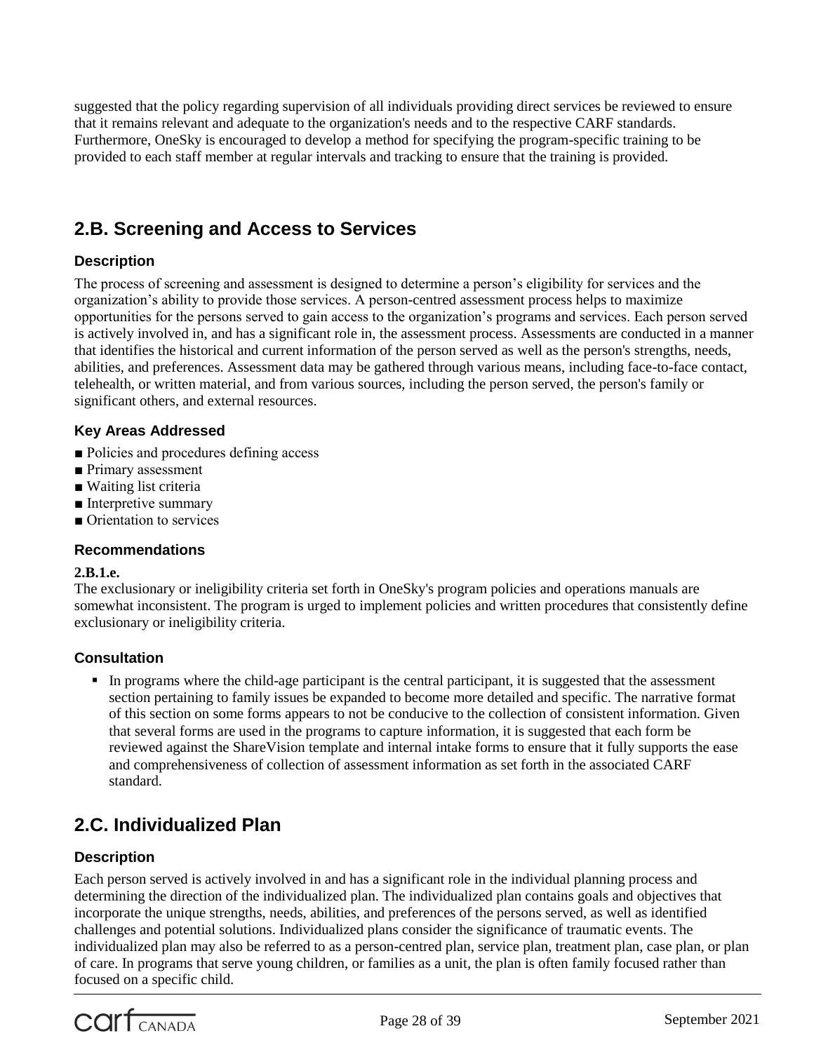suggested that the policy regarding supervision of all individuals providing direct services be reviewed to ensure that it remains relevant and adequate to the organization's needs and to the respective CARF standards. Furthermore, OneSky is encouraged to develop a method for specifying the program-specific training to be provided to each staff member at regular intervals and tracking to ensure that the training is provided.

## 2.B. Screening and Access to Services

### Description

The process of screening and assessment is designed to determine a person's eligibility for services and the organization's ability to provide those services. A person-centred assessment process helps to maximize opportunities for the persons served to gain access to the organization's programs and services. Each person served is actively involved in, and has a significant role in, the assessment process. Assessments are conducted in a manner that identifies the historical and current information of the person served as well as the person's strengths, needs, abilities, and preferences. Assessment data may be gathered through various means, including face-to-face contact, telehealth, or written material, and from various sources, including the person served, the person's family or significant others, and external resources.

### Key Areas Addressed

- Policies and procedures defining access
- Primary assessment
- Waiting list criteria
- Interpretive summary
- Orientation to services

### Recommendations

**2.B.1.e.**
The exclusionary or ineligibility criteria set forth in OneSky's program policies and operations manuals are somewhat inconsistent. The program is urged to implement policies and written procedures that consistently define exclusionary or ineligibility criteria.

### Consultation

- In programs where the child-age participant is the central participant, it is suggested that the assessment section pertaining to family issues be expanded to become more detailed and specific. The narrative format of this section on some forms appears to not be conducive to the collection of consistent information. Given that several forms are used in the programs to capture information, it is suggested that each form be reviewed against the ShareVision template and internal intake forms to ensure that it fully supports the ease and comprehensiveness of collection of assessment information as set forth in the associated CARF standard.

## 2.C. Individualized Plan

### Description

Each person served is actively involved in and has a significant role in the individual planning process and determining the direction of the individualized plan. The individualized plan contains goals and objectives that incorporate the unique strengths, needs, abilities, and preferences of the persons served, as well as identified challenges and potential solutions. Individualized plans consider the significance of traumatic events. The individualized plan may also be referred to as a person-centred plan, service plan, treatment plan, case plan, or plan of care. In programs that serve young children, or families as a unit, the plan is often family focused rather than focused on a specific child.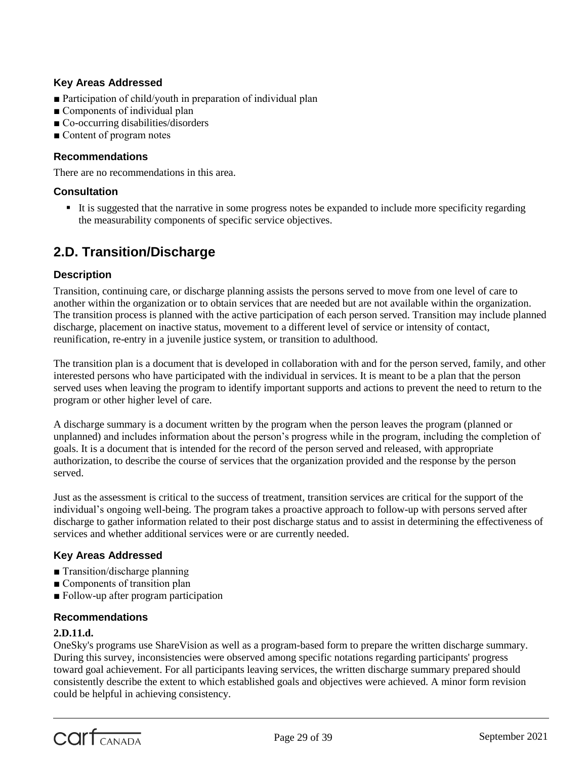### Key Areas Addressed

- Participation of child/youth in preparation of individual plan
- Components of individual plan
- Co-occurring disabilities/disorders
- Content of program notes

### Recommendations

There are no recommendations in this area.

### Consultation

- It is suggested that the narrative in some progress notes be expanded to include more specificity regarding the measurability components of specific service objectives.

## 2.D. Transition/Discharge

### Description

Transition, continuing care, or discharge planning assists the persons served to move from one level of care to another within the organization or to obtain services that are needed but are not available within the organization. The transition process is planned with the active participation of each person served. Transition may include planned discharge, placement on inactive status, movement to a different level of service or intensity of contact, reunification, re-entry in a juvenile justice system, or transition to adulthood.

The transition plan is a document that is developed in collaboration with and for the person served, family, and other interested persons who have participated with the individual in services. It is meant to be a plan that the person served uses when leaving the program to identify important supports and actions to prevent the need to return to the program or other higher level of care.

A discharge summary is a document written by the program when the person leaves the program (planned or unplanned) and includes information about the person's progress while in the program, including the completion of goals. It is a document that is intended for the record of the person served and released, with appropriate authorization, to describe the course of services that the organization provided and the response by the person served.

Just as the assessment is critical to the success of treatment, transition services are critical for the support of the individual's ongoing well-being. The program takes a proactive approach to follow-up with persons served after discharge to gather information related to their post discharge status and to assist in determining the effectiveness of services and whether additional services were or are currently needed.

### Key Areas Addressed

- Transition/discharge planning
- Components of transition plan
- Follow-up after program participation

### Recommendations

**2.D.11.d.**

OneSky's programs use ShareVision as well as a program-based form to prepare the written discharge summary. During this survey, inconsistencies were observed among specific notations regarding participants' progress toward goal achievement. For all participants leaving services, the written discharge summary prepared should consistently describe the extent to which established goals and objectives were achieved. A minor form revision could be helpful in achieving consistency.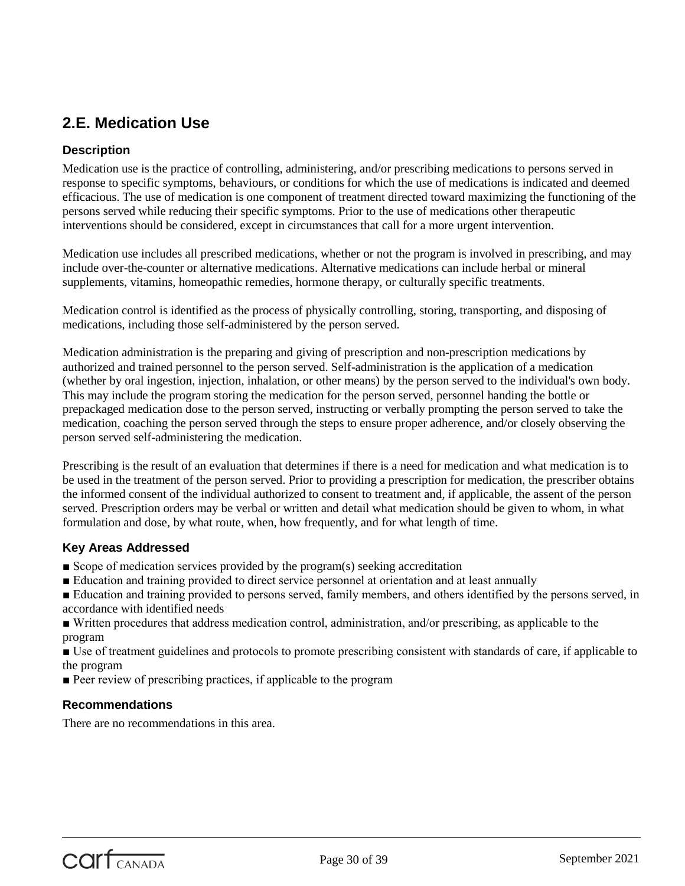## 2.E. Medication Use

### Description

Medication use is the practice of controlling, administering, and/or prescribing medications to persons served in response to specific symptoms, behaviours, or conditions for which the use of medications is indicated and deemed efficacious. The use of medication is one component of treatment directed toward maximizing the functioning of the persons served while reducing their specific symptoms. Prior to the use of medications other therapeutic interventions should be considered, except in circumstances that call for a more urgent intervention.

Medication use includes all prescribed medications, whether or not the program is involved in prescribing, and may include over-the-counter or alternative medications. Alternative medications can include herbal or mineral supplements, vitamins, homeopathic remedies, hormone therapy, or culturally specific treatments.

Medication control is identified as the process of physically controlling, storing, transporting, and disposing of medications, including those self-administered by the person served.

Medication administration is the preparing and giving of prescription and non-prescription medications by authorized and trained personnel to the person served. Self-administration is the application of a medication (whether by oral ingestion, injection, inhalation, or other means) by the person served to the individual's own body. This may include the program storing the medication for the person served, personnel handing the bottle or prepackaged medication dose to the person served, instructing or verbally prompting the person served to take the medication, coaching the person served through the steps to ensure proper adherence, and/or closely observing the person served self-administering the medication.

Prescribing is the result of an evaluation that determines if there is a need for medication and what medication is to be used in the treatment of the person served. Prior to providing a prescription for medication, the prescriber obtains the informed consent of the individual authorized to consent to treatment and, if applicable, the assent of the person served. Prescription orders may be verbal or written and detail what medication should be given to whom, in what formulation and dose, by what route, when, how frequently, and for what length of time.

### Key Areas Addressed

- Scope of medication services provided by the program(s) seeking accreditation
- Education and training provided to direct service personnel at orientation and at least annually
- Education and training provided to persons served, family members, and others identified by the persons served, in accordance with identified needs
- Written procedures that address medication control, administration, and/or prescribing, as applicable to the program
- Use of treatment guidelines and protocols to promote prescribing consistent with standards of care, if applicable to the program
- Peer review of prescribing practices, if applicable to the program

### Recommendations

There are no recommendations in this area.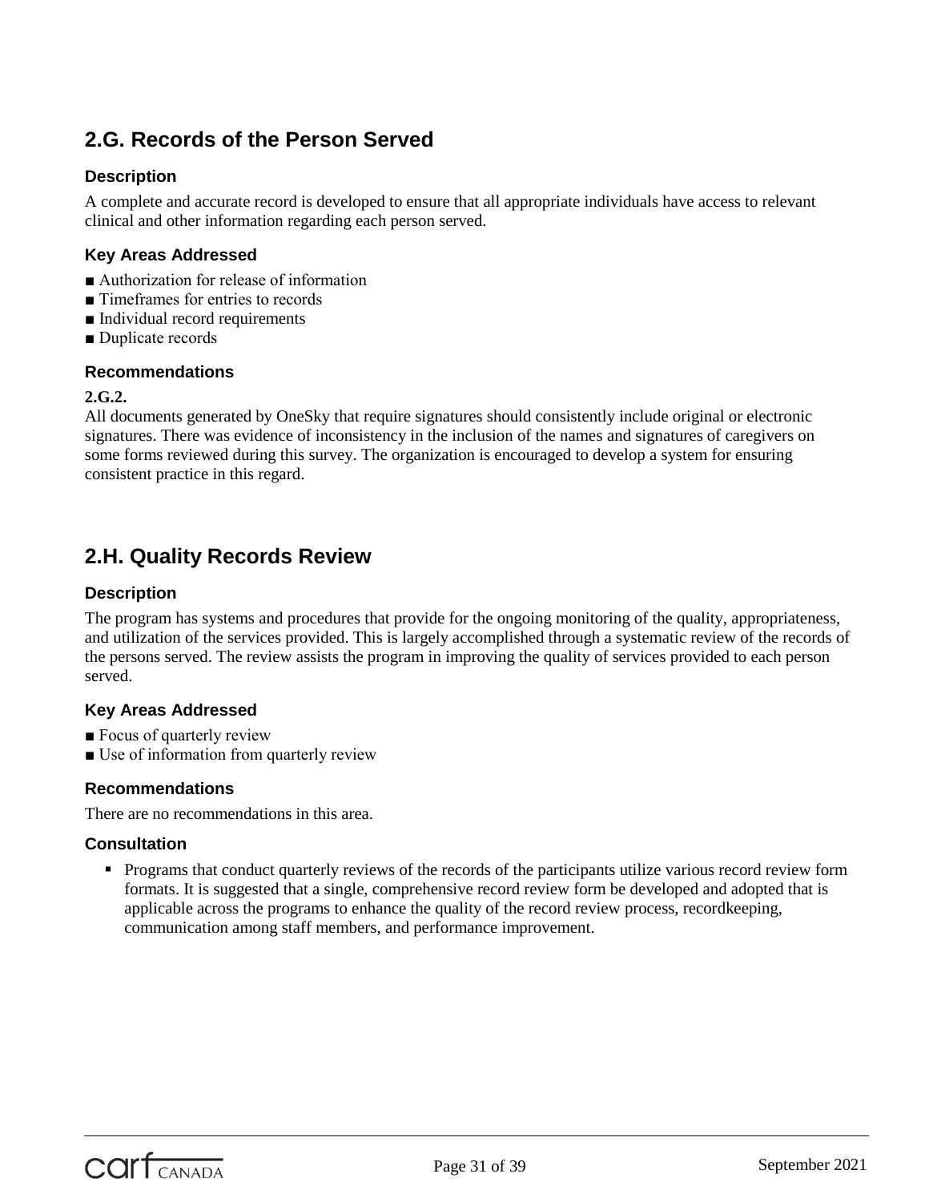## 2.G. Records of the Person Served

### Description

A complete and accurate record is developed to ensure that all appropriate individuals have access to relevant clinical and other information regarding each person served.

### Key Areas Addressed

- ■ Authorization for release of information
- ■ Timeframes for entries to records
- ■ Individual record requirements
- ■ Duplicate records

### Recommendations

**2.G.2.**
All documents generated by OneSky that require signatures should consistently include original or electronic signatures. There was evidence of inconsistency in the inclusion of the names and signatures of caregivers on some forms reviewed during this survey. The organization is encouraged to develop a system for ensuring consistent practice in this regard.

## 2.H. Quality Records Review

### Description

The program has systems and procedures that provide for the ongoing monitoring of the quality, appropriateness, and utilization of the services provided. This is largely accomplished through a systematic review of the records of the persons served. The review assists the program in improving the quality of services provided to each person served.

### Key Areas Addressed

- ■ Focus of quarterly review
- ■ Use of information from quarterly review

### Recommendations

There are no recommendations in this area.

### Consultation

- Programs that conduct quarterly reviews of the records of the participants utilize various record review form formats. It is suggested that a single, comprehensive record review form be developed and adopted that is applicable across the programs to enhance the quality of the record review process, recordkeeping, communication among staff members, and performance improvement.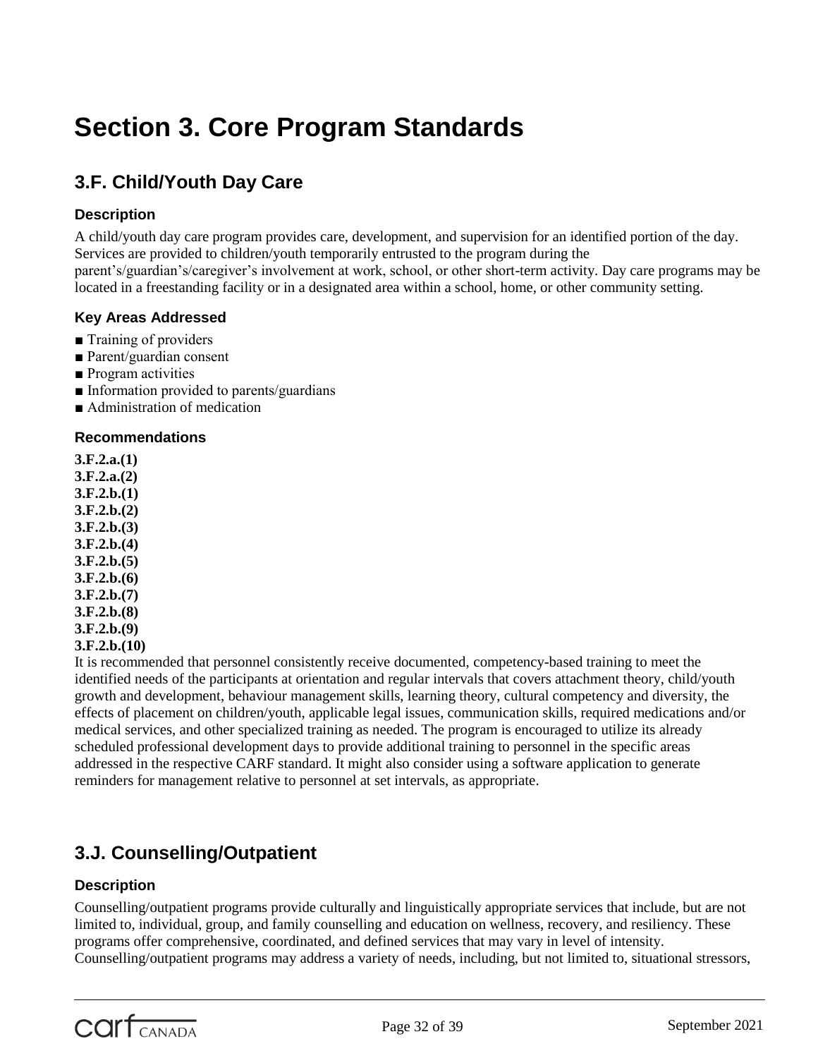# Section 3. Core Program Standards

## 3.F. Child/Youth Day Care

### Description

A child/youth day care program provides care, development, and supervision for an identified portion of the day. Services are provided to children/youth temporarily entrusted to the program during the parent's/guardian's/caregiver's involvement at work, school, or other short-term activity. Day care programs may be located in a freestanding facility or in a designated area within a school, home, or other community setting.

### Key Areas Addressed

- Training of providers
- Parent/guardian consent
- Program activities
- Information provided to parents/guardians
- Administration of medication

### Recommendations

**3.F.2.a.(1)**
**3.F.2.a.(2)**
**3.F.2.b.(1)**
**3.F.2.b.(2)**
**3.F.2.b.(3)**
**3.F.2.b.(4)**
**3.F.2.b.(5)**
**3.F.2.b.(6)**
**3.F.2.b.(7)**
**3.F.2.b.(8)**
**3.F.2.b.(9)**
**3.F.2.b.(10)**

It is recommended that personnel consistently receive documented, competency-based training to meet the identified needs of the participants at orientation and regular intervals that covers attachment theory, child/youth growth and development, behaviour management skills, learning theory, cultural competency and diversity, the effects of placement on children/youth, applicable legal issues, communication skills, required medications and/or medical services, and other specialized training as needed. The program is encouraged to utilize its already scheduled professional development days to provide additional training to personnel in the specific areas addressed in the respective CARF standard. It might also consider using a software application to generate reminders for management relative to personnel at set intervals, as appropriate.

## 3.J. Counselling/Outpatient

### Description

Counselling/outpatient programs provide culturally and linguistically appropriate services that include, but are not limited to, individual, group, and family counselling and education on wellness, recovery, and resiliency. These programs offer comprehensive, coordinated, and defined services that may vary in level of intensity. Counselling/outpatient programs may address a variety of needs, including, but not limited to, situational stressors,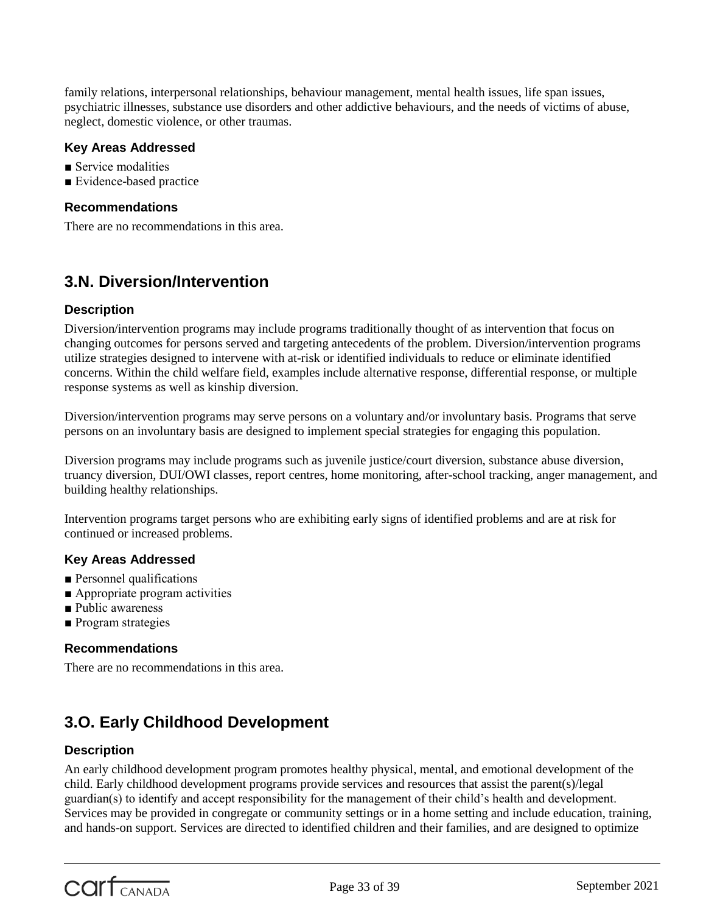family relations, interpersonal relationships, behaviour management, mental health issues, life span issues, psychiatric illnesses, substance use disorders and other addictive behaviours, and the needs of victims of abuse, neglect, domestic violence, or other traumas.

### Key Areas Addressed

- Service modalities
- Evidence-based practice

### Recommendations

There are no recommendations in this area.

## 3.N. Diversion/Intervention

### Description

Diversion/intervention programs may include programs traditionally thought of as intervention that focus on changing outcomes for persons served and targeting antecedents of the problem. Diversion/intervention programs utilize strategies designed to intervene with at-risk or identified individuals to reduce or eliminate identified concerns. Within the child welfare field, examples include alternative response, differential response, or multiple response systems as well as kinship diversion.

Diversion/intervention programs may serve persons on a voluntary and/or involuntary basis. Programs that serve persons on an involuntary basis are designed to implement special strategies for engaging this population.

Diversion programs may include programs such as juvenile justice/court diversion, substance abuse diversion, truancy diversion, DUI/OWI classes, report centres, home monitoring, after-school tracking, anger management, and building healthy relationships.

Intervention programs target persons who are exhibiting early signs of identified problems and are at risk for continued or increased problems.

### Key Areas Addressed

- Personnel qualifications
- Appropriate program activities
- Public awareness
- Program strategies

### Recommendations

There are no recommendations in this area.

## 3.O. Early Childhood Development

### Description

An early childhood development program promotes healthy physical, mental, and emotional development of the child. Early childhood development programs provide services and resources that assist the parent(s)/legal guardian(s) to identify and accept responsibility for the management of their child's health and development. Services may be provided in congregate or community settings or in a home setting and include education, training, and hands-on support. Services are directed to identified children and their families, and are designed to optimize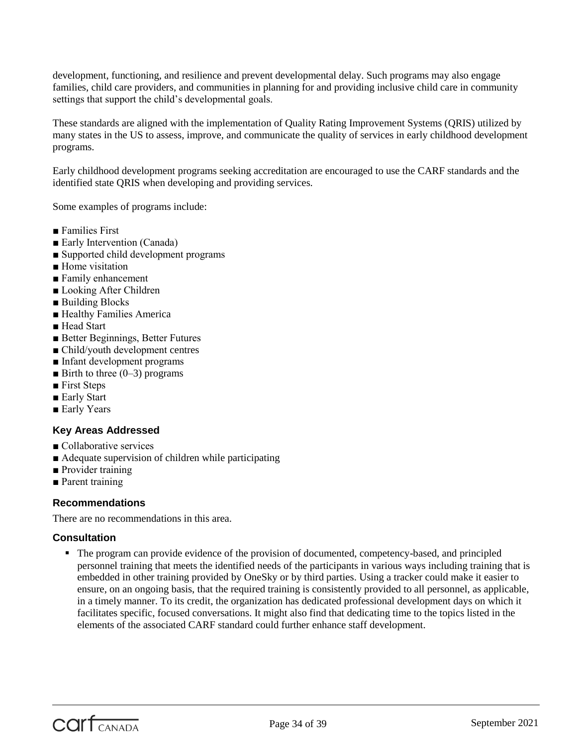development, functioning, and resilience and prevent developmental delay. Such programs may also engage families, child care providers, and communities in planning for and providing inclusive child care in community settings that support the child's developmental goals.

These standards are aligned with the implementation of Quality Rating Improvement Systems (QRIS) utilized by many states in the US to assess, improve, and communicate the quality of services in early childhood development programs.

Early childhood development programs seeking accreditation are encouraged to use the CARF standards and the identified state QRIS when developing and providing services.

Some examples of programs include:

- Families First
- Early Intervention (Canada)
- Supported child development programs
- Home visitation
- Family enhancement
- Looking After Children
- Building Blocks
- Healthy Families America
- Head Start
- Better Beginnings, Better Futures
- Child/youth development centres
- Infant development programs
- Birth to three (0–3) programs
- First Steps
- Early Start
- Early Years

### Key Areas Addressed

- Collaborative services
- Adequate supervision of children while participating
- Provider training
- Parent training

### Recommendations

There are no recommendations in this area.

### Consultation

- The program can provide evidence of the provision of documented, competency-based, and principled personnel training that meets the identified needs of the participants in various ways including training that is embedded in other training provided by OneSky or by third parties. Using a tracker could make it easier to ensure, on an ongoing basis, that the required training is consistently provided to all personnel, as applicable, in a timely manner. To its credit, the organization has dedicated professional development days on which it facilitates specific, focused conversations. It might also find that dedicating time to the topics listed in the elements of the associated CARF standard could further enhance staff development.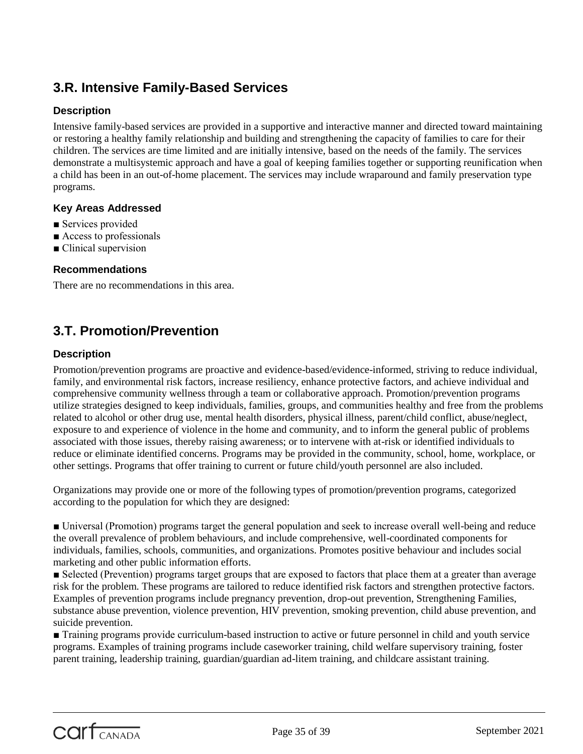## 3.R. Intensive Family-Based Services

### Description

Intensive family-based services are provided in a supportive and interactive manner and directed toward maintaining or restoring a healthy family relationship and building and strengthening the capacity of families to care for their children. The services are time limited and are initially intensive, based on the needs of the family. The services demonstrate a multisystemic approach and have a goal of keeping families together or supporting reunification when a child has been in an out-of-home placement. The services may include wraparound and family preservation type programs.

### Key Areas Addressed

- Services provided
- Access to professionals
- Clinical supervision

### Recommendations

There are no recommendations in this area.

## 3.T. Promotion/Prevention

### Description

Promotion/prevention programs are proactive and evidence-based/evidence-informed, striving to reduce individual, family, and environmental risk factors, increase resiliency, enhance protective factors, and achieve individual and comprehensive community wellness through a team or collaborative approach. Promotion/prevention programs utilize strategies designed to keep individuals, families, groups, and communities healthy and free from the problems related to alcohol or other drug use, mental health disorders, physical illness, parent/child conflict, abuse/neglect, exposure to and experience of violence in the home and community, and to inform the general public of problems associated with those issues, thereby raising awareness; or to intervene with at-risk or identified individuals to reduce or eliminate identified concerns. Programs may be provided in the community, school, home, workplace, or other settings. Programs that offer training to current or future child/youth personnel are also included.

Organizations may provide one or more of the following types of promotion/prevention programs, categorized according to the population for which they are designed:

- Universal (Promotion) programs target the general population and seek to increase overall well-being and reduce the overall prevalence of problem behaviours, and include comprehensive, well-coordinated components for individuals, families, schools, communities, and organizations. Promotes positive behaviour and includes social marketing and other public information efforts.
- Selected (Prevention) programs target groups that are exposed to factors that place them at a greater than average risk for the problem. These programs are tailored to reduce identified risk factors and strengthen protective factors. Examples of prevention programs include pregnancy prevention, drop-out prevention, Strengthening Families, substance abuse prevention, violence prevention, HIV prevention, smoking prevention, child abuse prevention, and suicide prevention.
- Training programs provide curriculum-based instruction to active or future personnel in child and youth service programs. Examples of training programs include caseworker training, child welfare supervisory training, foster parent training, leadership training, guardian/guardian ad-litem training, and childcare assistant training.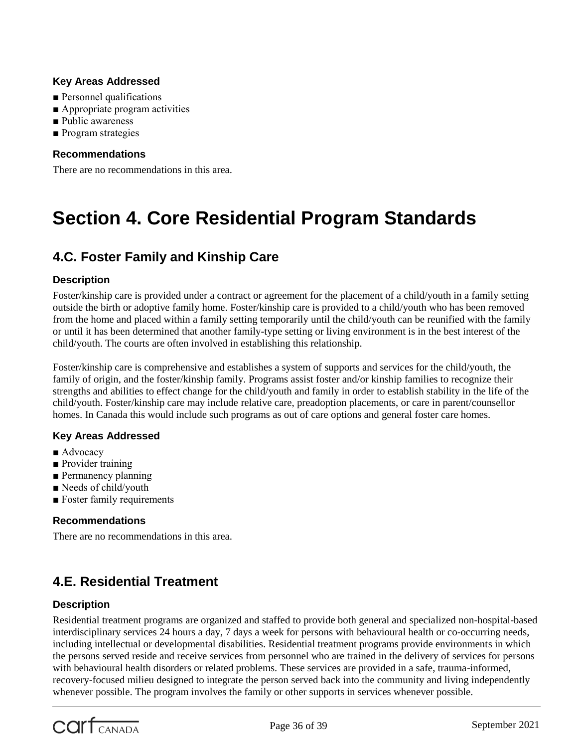### Key Areas Addressed

- ■ Personnel qualifications
- ■ Appropriate program activities
- ■ Public awareness
- ■ Program strategies

### Recommendations

There are no recommendations in this area.

# Section 4. Core Residential Program Standards

## 4.C. Foster Family and Kinship Care

### Description

Foster/kinship care is provided under a contract or agreement for the placement of a child/youth in a family setting outside the birth or adoptive family home. Foster/kinship care is provided to a child/youth who has been removed from the home and placed within a family setting temporarily until the child/youth can be reunified with the family or until it has been determined that another family-type setting or living environment is in the best interest of the child/youth. The courts are often involved in establishing this relationship.

Foster/kinship care is comprehensive and establishes a system of supports and services for the child/youth, the family of origin, and the foster/kinship family. Programs assist foster and/or kinship families to recognize their strengths and abilities to effect change for the child/youth and family in order to establish stability in the life of the child/youth. Foster/kinship care may include relative care, preadoption placements, or care in parent/counsellor homes. In Canada this would include such programs as out of care options and general foster care homes.

### Key Areas Addressed

- ■ Advocacy
- ■ Provider training
- ■ Permanency planning
- ■ Needs of child/youth
- ■ Foster family requirements

### Recommendations

There are no recommendations in this area.

## 4.E. Residential Treatment

### Description

Residential treatment programs are organized and staffed to provide both general and specialized non-hospital-based interdisciplinary services 24 hours a day, 7 days a week for persons with behavioural health or co-occurring needs, including intellectual or developmental disabilities. Residential treatment programs provide environments in which the persons served reside and receive services from personnel who are trained in the delivery of services for persons with behavioural health disorders or related problems. These services are provided in a safe, trauma-informed, recovery-focused milieu designed to integrate the person served back into the community and living independently whenever possible. The program involves the family or other supports in services whenever possible.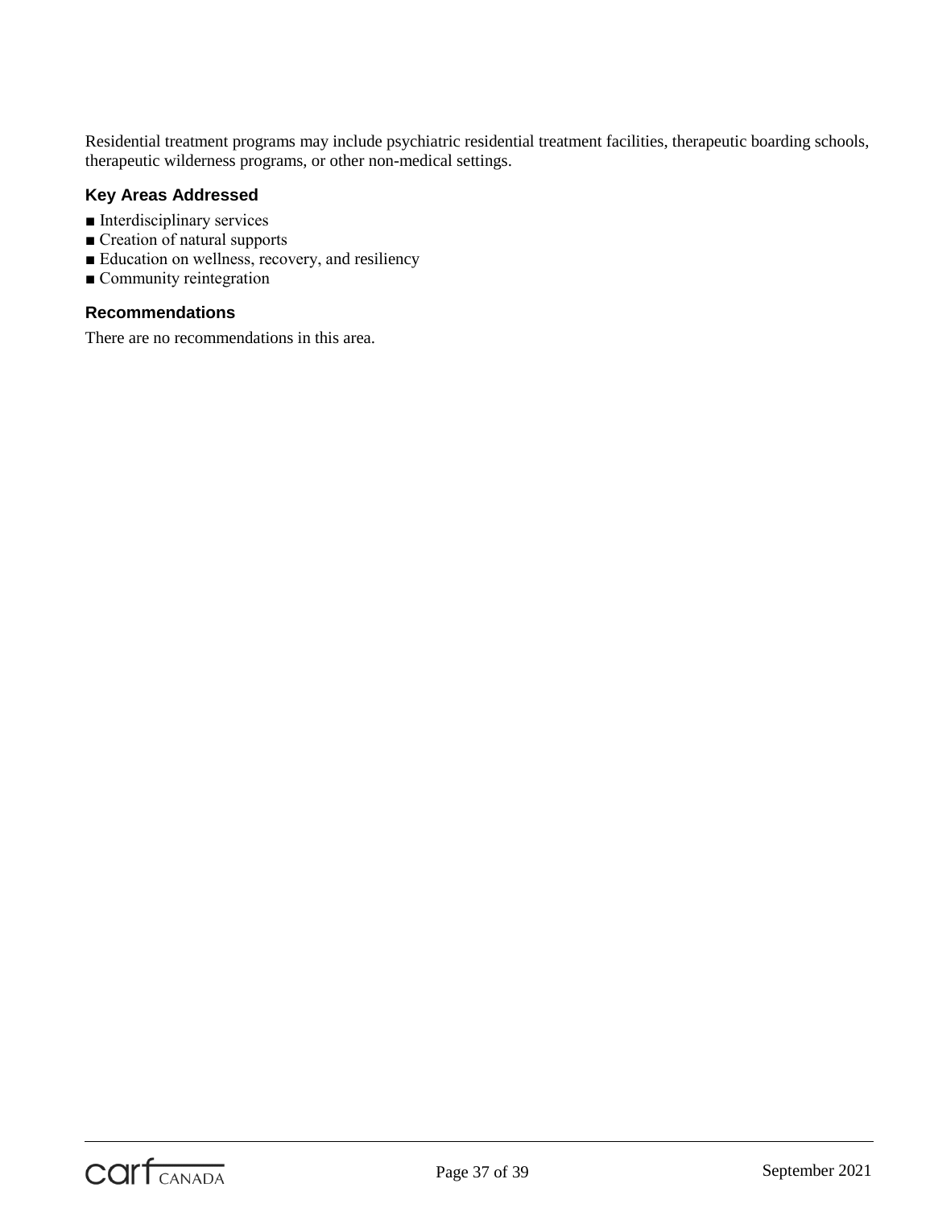Residential treatment programs may include psychiatric residential treatment facilities, therapeutic boarding schools, therapeutic wilderness programs, or other non-medical settings.

### Key Areas Addressed

- Interdisciplinary services
- Creation of natural supports
- Education on wellness, recovery, and resiliency
- Community reintegration

### Recommendations

There are no recommendations in this area.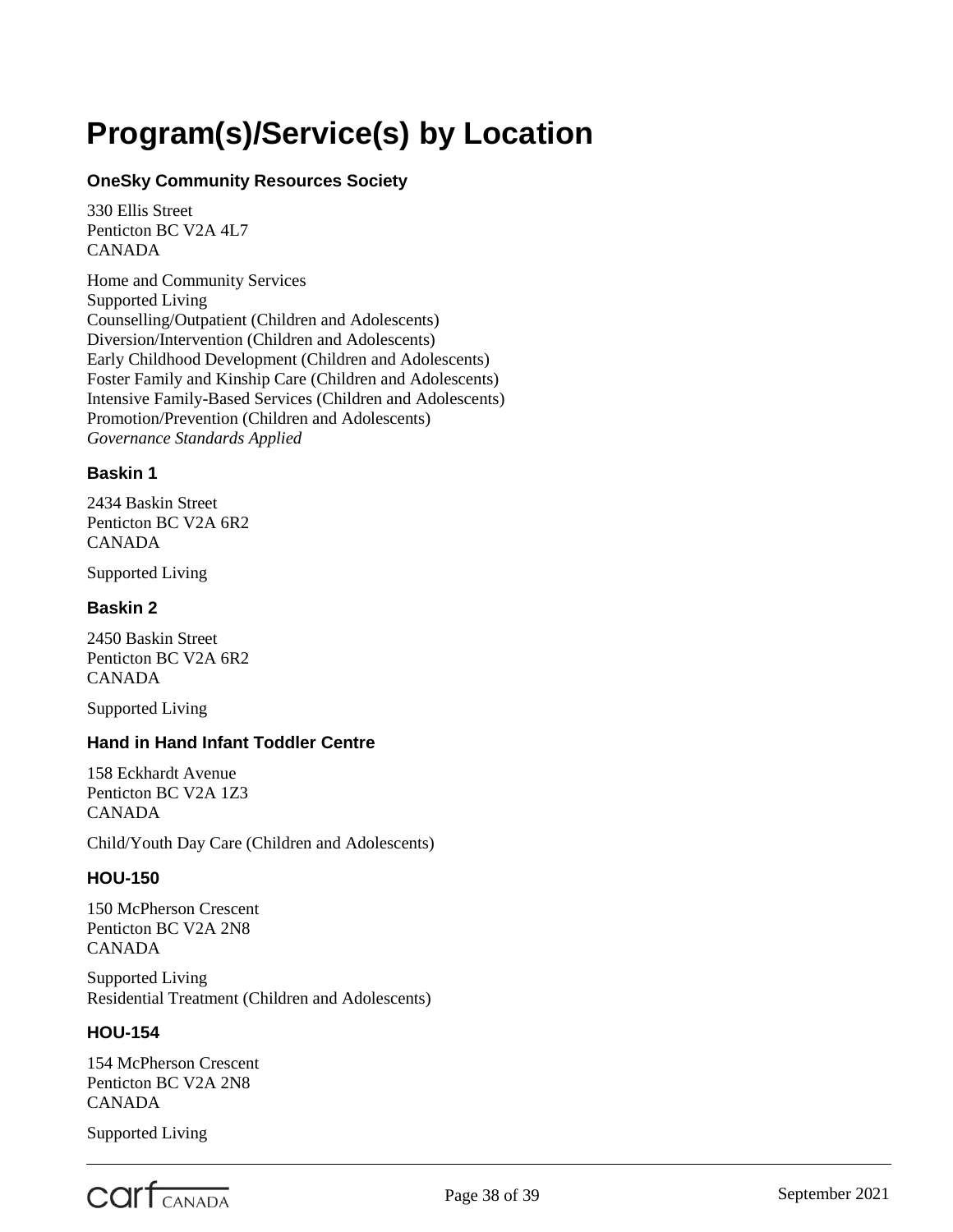# Program(s)/Service(s) by Location

### OneSky Community Resources Society

330 Ellis Street
Penticton BC V2A 4L7
CANADA

Home and Community Services
Supported Living
Counselling/Outpatient (Children and Adolescents)
Diversion/Intervention (Children and Adolescents)
Early Childhood Development (Children and Adolescents)
Foster Family and Kinship Care (Children and Adolescents)
Intensive Family-Based Services (Children and Adolescents)
Promotion/Prevention (Children and Adolescents)
*Governance Standards Applied*

### Baskin 1

2434 Baskin Street
Penticton BC V2A 6R2
CANADA

Supported Living

### Baskin 2

2450 Baskin Street
Penticton BC V2A 6R2
CANADA

Supported Living

### Hand in Hand Infant Toddler Centre

158 Eckhardt Avenue
Penticton BC V2A 1Z3
CANADA

Child/Youth Day Care (Children and Adolescents)

### HOU-150

150 McPherson Crescent
Penticton BC V2A 2N8
CANADA

Supported Living
Residential Treatment (Children and Adolescents)

### HOU-154

154 McPherson Crescent
Penticton BC V2A 2N8
CANADA

Supported Living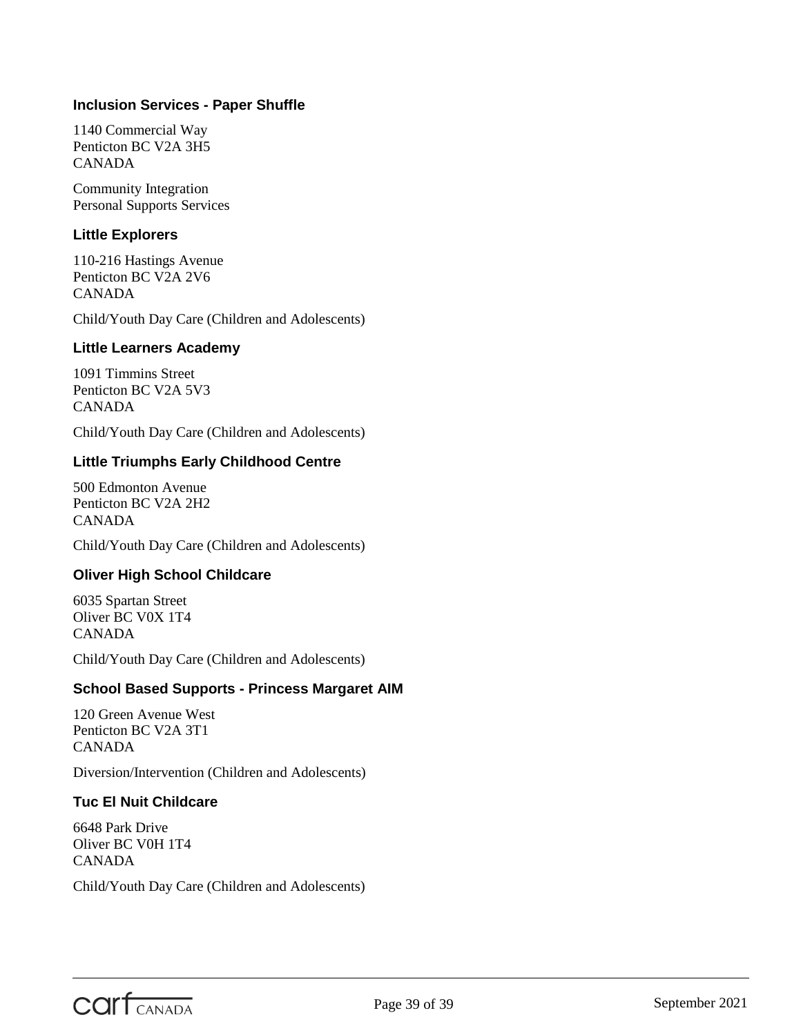### Inclusion Services - Paper Shuffle

1140 Commercial Way
Penticton BC V2A 3H5
CANADA

Community Integration
Personal Supports Services

### Little Explorers

110-216 Hastings Avenue
Penticton BC V2A 2V6
CANADA

Child/Youth Day Care (Children and Adolescents)

### Little Learners Academy

1091 Timmins Street
Penticton BC V2A 5V3
CANADA

Child/Youth Day Care (Children and Adolescents)

### Little Triumphs Early Childhood Centre

500 Edmonton Avenue
Penticton BC V2A 2H2
CANADA

Child/Youth Day Care (Children and Adolescents)

### Oliver High School Childcare

6035 Spartan Street
Oliver BC V0X 1T4
CANADA

Child/Youth Day Care (Children and Adolescents)

### School Based Supports - Princess Margaret AIM

120 Green Avenue West
Penticton BC V2A 3T1
CANADA

Diversion/Intervention (Children and Adolescents)

### Tuc El Nuit Childcare

6648 Park Drive
Oliver BC V0H 1T4
CANADA

Child/Youth Day Care (Children and Adolescents)